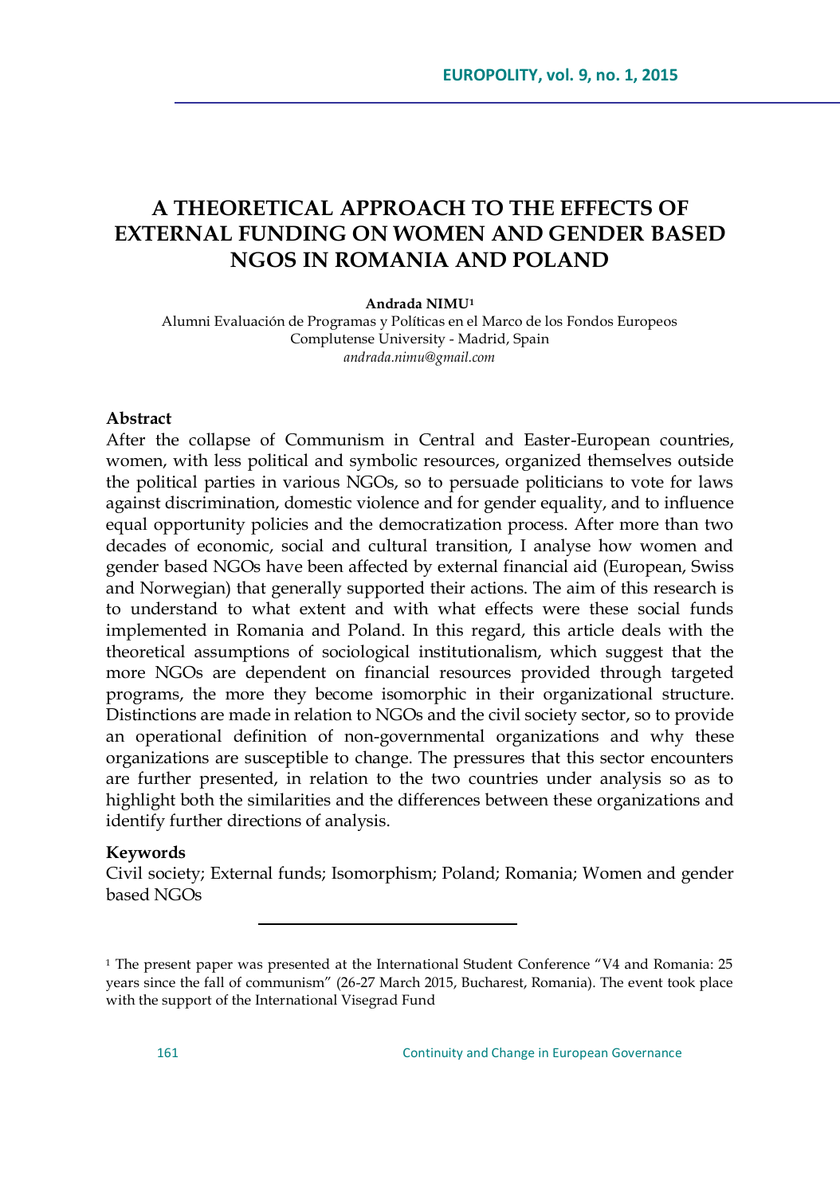# A THEORETICAL APPROACH TO THE EFFECTS OF EXTERNAL FUNDING ON WOMEN AND GENDER BASED NGOS IN ROMANIA AND POLAND

**Andrada NIMU**[1]

Alumni Evaluación de Programas y Políticas en el Marco de los Fondos Europeos
Complutense University - Madrid, Spain
*andrada.nimu@gmail.com*

### Abstract

After the collapse of Communism in Central and Easter-European countries, women, with less political and symbolic resources, organized themselves outside the political parties in various NGOs, so to persuade politicians to vote for laws against discrimination, domestic violence and for gender equality, and to influence equal opportunity policies and the democratization process. After more than two decades of economic, social and cultural transition, I analyse how women and gender based NGOs have been affected by external financial aid (European, Swiss and Norwegian) that generally supported their actions. The aim of this research is to understand to what extent and with what effects were these social funds implemented in Romania and Poland. In this regard, this article deals with the theoretical assumptions of sociological institutionalism, which suggest that the more NGOs are dependent on financial resources provided through targeted programs, the more they become isomorphic in their organizational structure. Distinctions are made in relation to NGOs and the civil society sector, so to provide an operational definition of non-governmental organizations and why these organizations are susceptible to change. The pressures that this sector encounters are further presented, in relation to the two countries under analysis so as to highlight both the similarities and the differences between these organizations and identify further directions of analysis.

### Keywords

Civil society; External funds; Isomorphism; Poland; Romania; Women and gender based NGOs

---

[1] The present paper was presented at the International Student Conference "V4 and Romania: 25 years since the fall of communism" (26-27 March 2015, Bucharest, Romania). The event took place with the support of the International Visegrad Fund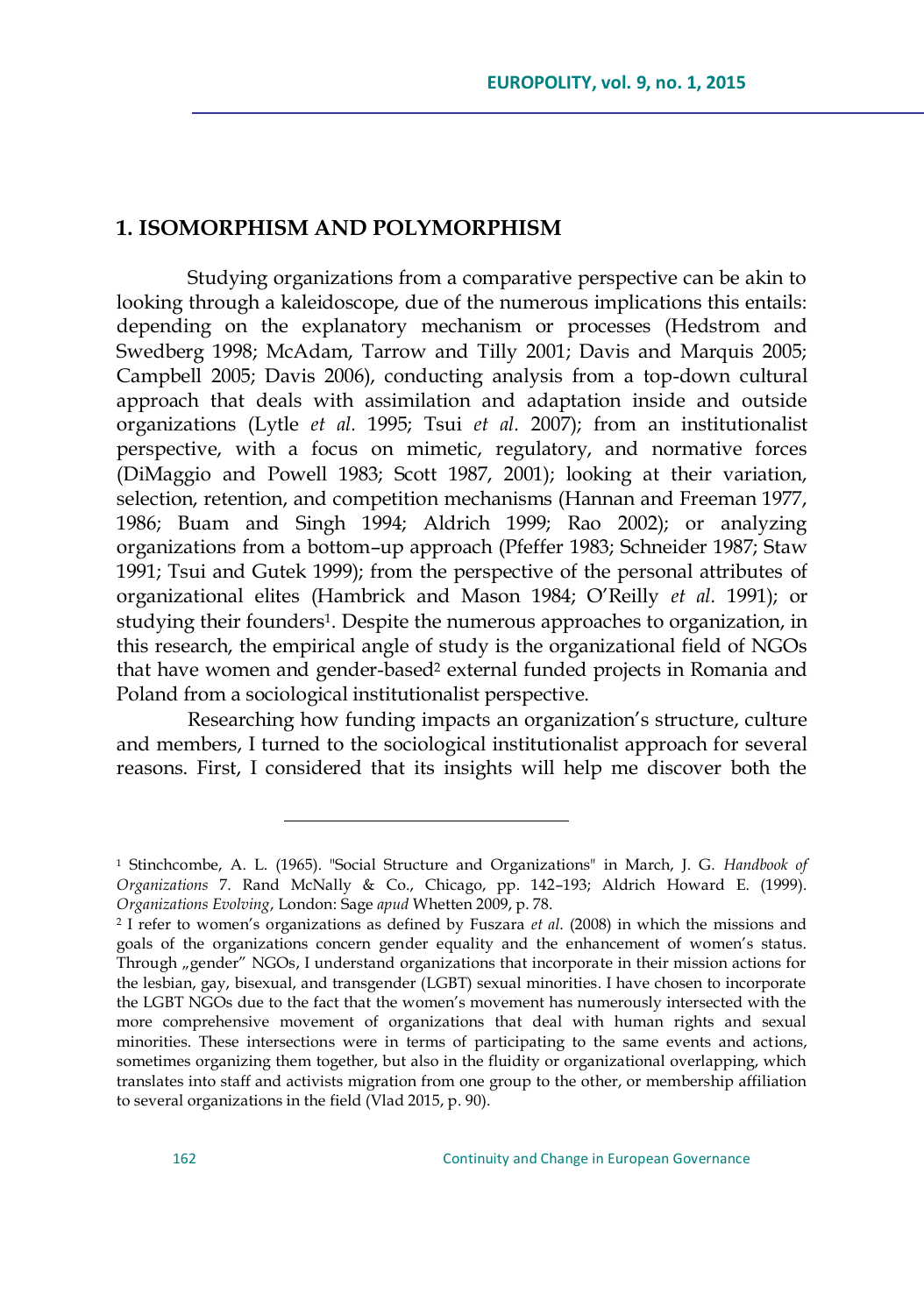## 1. ISOMORPHISM AND POLYMORPHISM

Studying organizations from a comparative perspective can be akin to looking through a kaleidoscope, due of the numerous implications this entails: depending on the explanatory mechanism or processes (Hedstrom and Swedberg 1998; McAdam, Tarrow and Tilly 2001; Davis and Marquis 2005; Campbell 2005; Davis 2006), conducting analysis from a top-down cultural approach that deals with assimilation and adaptation inside and outside organizations (Lytle *et al.* 1995; Tsui *et al.* 2007); from an institutionalist perspective, with a focus on mimetic, regulatory, and normative forces (DiMaggio and Powell 1983; Scott 1987, 2001); looking at their variation, selection, retention, and competition mechanisms (Hannan and Freeman 1977, 1986; Buam and Singh 1994; Aldrich 1999; Rao 2002); or analyzing organizations from a bottom–up approach (Pfeffer 1983; Schneider 1987; Staw 1991; Tsui and Gutek 1999); from the perspective of the personal attributes of organizational elites (Hambrick and Mason 1984; O'Reilly *et al.* 1991); or studying their founders[1]. Despite the numerous approaches to organization, in this research, the empirical angle of study is the organizational field of NGOs that have women and gender-based[2] external funded projects in Romania and Poland from a sociological institutionalist perspective.

Researching how funding impacts an organization's structure, culture and members, I turned to the sociological institutionalist approach for several reasons. First, I considered that its insights will help me discover both the

---

[1] Stinchcombe, A. L. (1965). "Social Structure and Organizations" in March, J. G. *Handbook of Organizations* 7. Rand McNally & Co., Chicago, pp. 142–193; Aldrich Howard E. (1999). *Organizations Evolving*, London: Sage *apud* Whetten 2009, p. 78.

[2] I refer to women's organizations as defined by Fuszara *et al.* (2008) in which the missions and goals of the organizations concern gender equality and the enhancement of women's status. Through „gender" NGOs, I understand organizations that incorporate in their mission actions for the lesbian, gay, bisexual, and transgender (LGBT) sexual minorities. I have chosen to incorporate the LGBT NGOs due to the fact that the women's movement has numerously intersected with the more comprehensive movement of organizations that deal with human rights and sexual minorities. These intersections were in terms of participating to the same events and actions, sometimes organizing them together, but also in the fluidity or organizational overlapping, which translates into staff and activists migration from one group to the other, or membership affiliation to several organizations in the field (Vlad 2015, p. 90).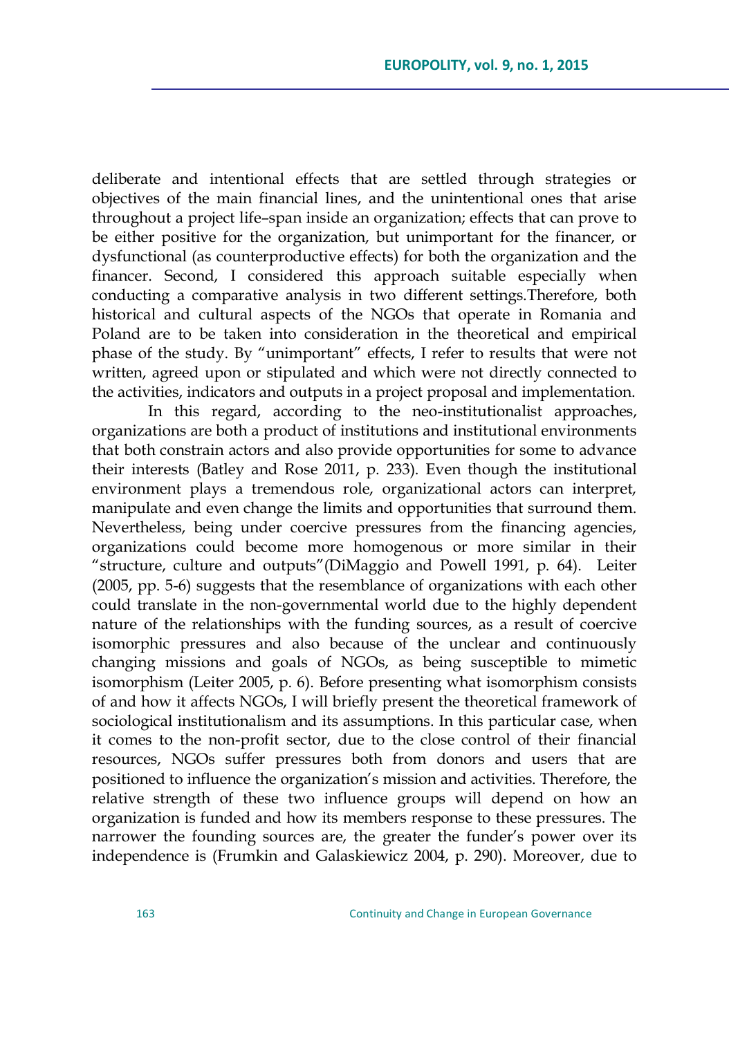deliberate and intentional effects that are settled through strategies or objectives of the main financial lines, and the unintentional ones that arise throughout a project life–span inside an organization; effects that can prove to be either positive for the organization, but unimportant for the financer, or dysfunctional (as counterproductive effects) for both the organization and the financer. Second, I considered this approach suitable especially when conducting a comparative analysis in two different settings.Therefore, both historical and cultural aspects of the NGOs that operate in Romania and Poland are to be taken into consideration in the theoretical and empirical phase of the study. By "unimportant" effects, I refer to results that were not written, agreed upon or stipulated and which were not directly connected to the activities, indicators and outputs in a project proposal and implementation.

In this regard, according to the neo-institutionalist approaches, organizations are both a product of institutions and institutional environments that both constrain actors and also provide opportunities for some to advance their interests (Batley and Rose 2011, p. 233). Even though the institutional environment plays a tremendous role, organizational actors can interpret, manipulate and even change the limits and opportunities that surround them. Nevertheless, being under coercive pressures from the financing agencies, organizations could become more homogenous or more similar in their "structure, culture and outputs"(DiMaggio and Powell 1991, p. 64). Leiter (2005, pp. 5-6) suggests that the resemblance of organizations with each other could translate in the non-governmental world due to the highly dependent nature of the relationships with the funding sources, as a result of coercive isomorphic pressures and also because of the unclear and continuously changing missions and goals of NGOs, as being susceptible to mimetic isomorphism (Leiter 2005, p. 6). Before presenting what isomorphism consists of and how it affects NGOs, I will briefly present the theoretical framework of sociological institutionalism and its assumptions. In this particular case, when it comes to the non-profit sector, due to the close control of their financial resources, NGOs suffer pressures both from donors and users that are positioned to influence the organization's mission and activities. Therefore, the relative strength of these two influence groups will depend on how an organization is funded and how its members response to these pressures. The narrower the founding sources are, the greater the funder's power over its independence is (Frumkin and Galaskiewicz 2004, p. 290). Moreover, due to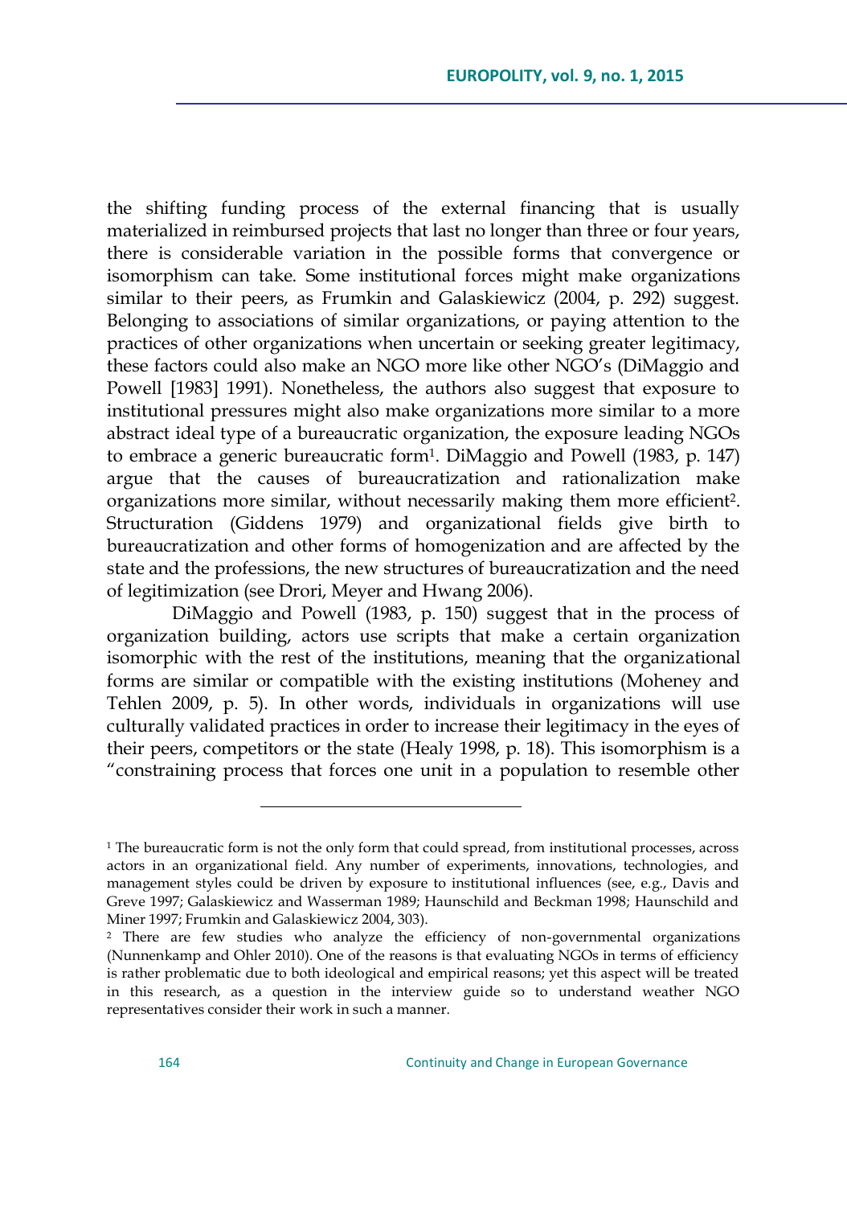the shifting funding process of the external financing that is usually materialized in reimbursed projects that last no longer than three or four years, there is considerable variation in the possible forms that convergence or isomorphism can take. Some institutional forces might make organizations similar to their peers, as Frumkin and Galaskiewicz (2004, p. 292) suggest. Belonging to associations of similar organizations, or paying attention to the practices of other organizations when uncertain or seeking greater legitimacy, these factors could also make an NGO more like other NGO's (DiMaggio and Powell [1983] 1991). Nonetheless, the authors also suggest that exposure to institutional pressures might also make organizations more similar to a more abstract ideal type of a bureaucratic organization, the exposure leading NGOs to embrace a generic bureaucratic form[1]. DiMaggio and Powell (1983, p. 147) argue that the causes of bureaucratization and rationalization make organizations more similar, without necessarily making them more efficient[2]. Structuration (Giddens 1979) and organizational fields give birth to bureaucratization and other forms of homogenization and are affected by the state and the professions, the new structures of bureaucratization and the need of legitimization (see Drori, Meyer and Hwang 2006).

DiMaggio and Powell (1983, p. 150) suggest that in the process of organization building, actors use scripts that make a certain organization isomorphic with the rest of the institutions, meaning that the organizational forms are similar or compatible with the existing institutions (Moheney and Tehlen 2009, p. 5). In other words, individuals in organizations will use culturally validated practices in order to increase their legitimacy in the eyes of their peers, competitors or the state (Healy 1998, p. 18). This isomorphism is a "constraining process that forces one unit in a population to resemble other

---

[1] The bureaucratic form is not the only form that could spread, from institutional processes, across actors in an organizational field. Any number of experiments, innovations, technologies, and management styles could be driven by exposure to institutional influences (see, e.g., Davis and Greve 1997; Galaskiewicz and Wasserman 1989; Haunschild and Beckman 1998; Haunschild and Miner 1997; Frumkin and Galaskiewicz 2004, 303).

[2] There are few studies who analyze the efficiency of non-governmental organizations (Nunnenkamp and Ohler 2010). One of the reasons is that evaluating NGOs in terms of efficiency is rather problematic due to both ideological and empirical reasons; yet this aspect will be treated in this research, as a question in the interview guide so to understand weather NGO representatives consider their work in such a manner.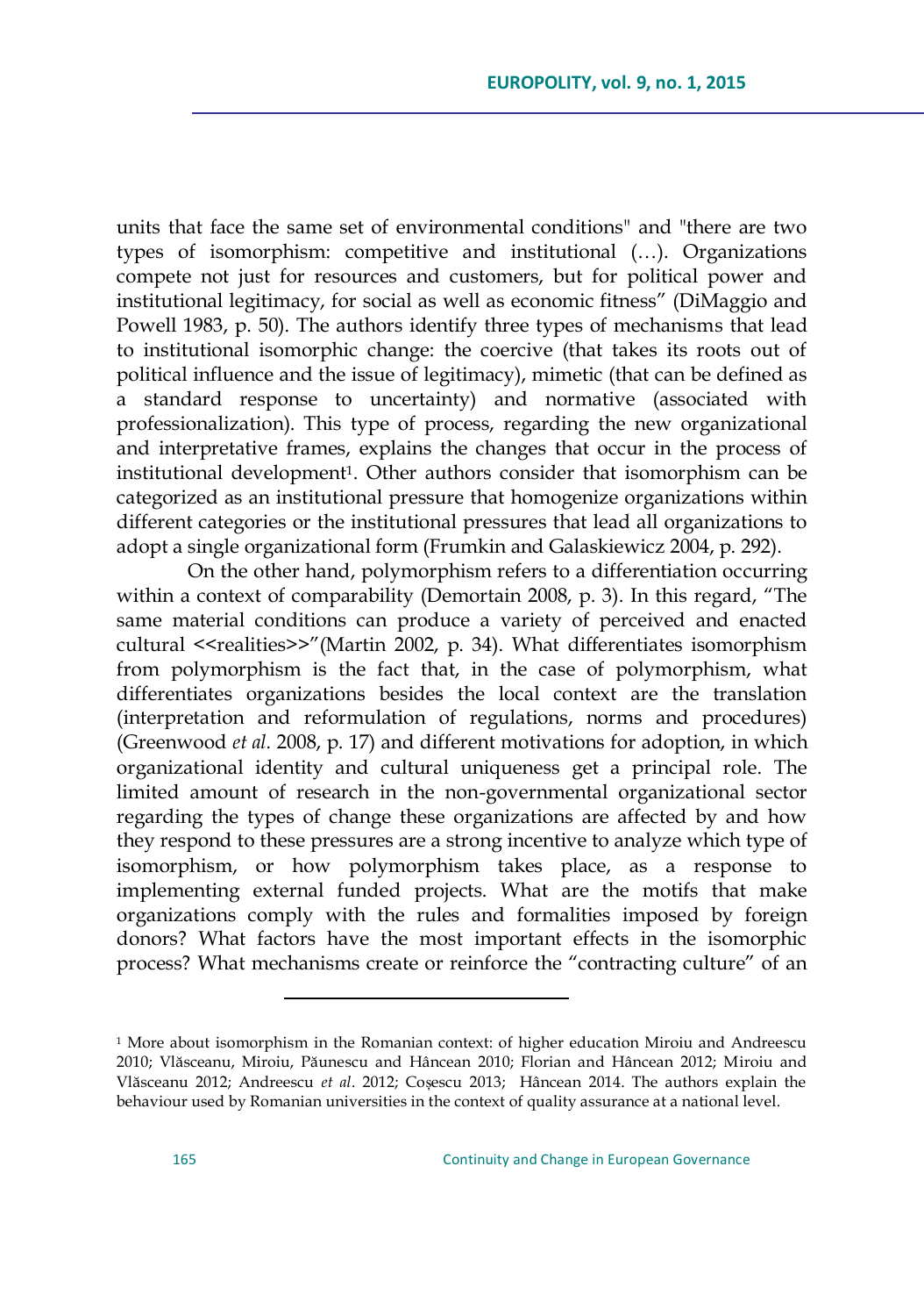units that face the same set of environmental conditions" and "there are two types of isomorphism: competitive and institutional (…). Organizations compete not just for resources and customers, but for political power and institutional legitimacy, for social as well as economic fitness" (DiMaggio and Powell 1983, p. 50). The authors identify three types of mechanisms that lead to institutional isomorphic change: the coercive (that takes its roots out of political influence and the issue of legitimacy), mimetic (that can be defined as a standard response to uncertainty) and normative (associated with professionalization). This type of process, regarding the new organizational and interpretative frames, explains the changes that occur in the process of institutional development[1]. Other authors consider that isomorphism can be categorized as an institutional pressure that homogenize organizations within different categories or the institutional pressures that lead all organizations to adopt a single organizational form (Frumkin and Galaskiewicz 2004, p. 292).

On the other hand, polymorphism refers to a differentiation occurring within a context of comparability (Demortain 2008, p. 3). In this regard, "The same material conditions can produce a variety of perceived and enacted cultural <<realities>>"(Martin 2002, p. 34). What differentiates isomorphism from polymorphism is the fact that, in the case of polymorphism, what differentiates organizations besides the local context are the translation (interpretation and reformulation of regulations, norms and procedures) (Greenwood *et al.* 2008, p. 17) and different motivations for adoption, in which organizational identity and cultural uniqueness get a principal role. The limited amount of research in the non-governmental organizational sector regarding the types of change these organizations are affected by and how they respond to these pressures are a strong incentive to analyze which type of isomorphism, or how polymorphism takes place, as a response to implementing external funded projects. What are the motifs that make organizations comply with the rules and formalities imposed by foreign donors? What factors have the most important effects in the isomorphic process? What mechanisms create or reinforce the "contracting culture" of an

---

[1] More about isomorphism in the Romanian context: of higher education Miroiu and Andreescu 2010; Vlăsceanu, Miroiu, Păunescu and Hâncean 2010; Florian and Hâncean 2012; Miroiu and Vlăsceanu 2012; Andreescu *et al*. 2012; Coșescu 2013; Hâncean 2014. The authors explain the behaviour used by Romanian universities in the context of quality assurance at a national level.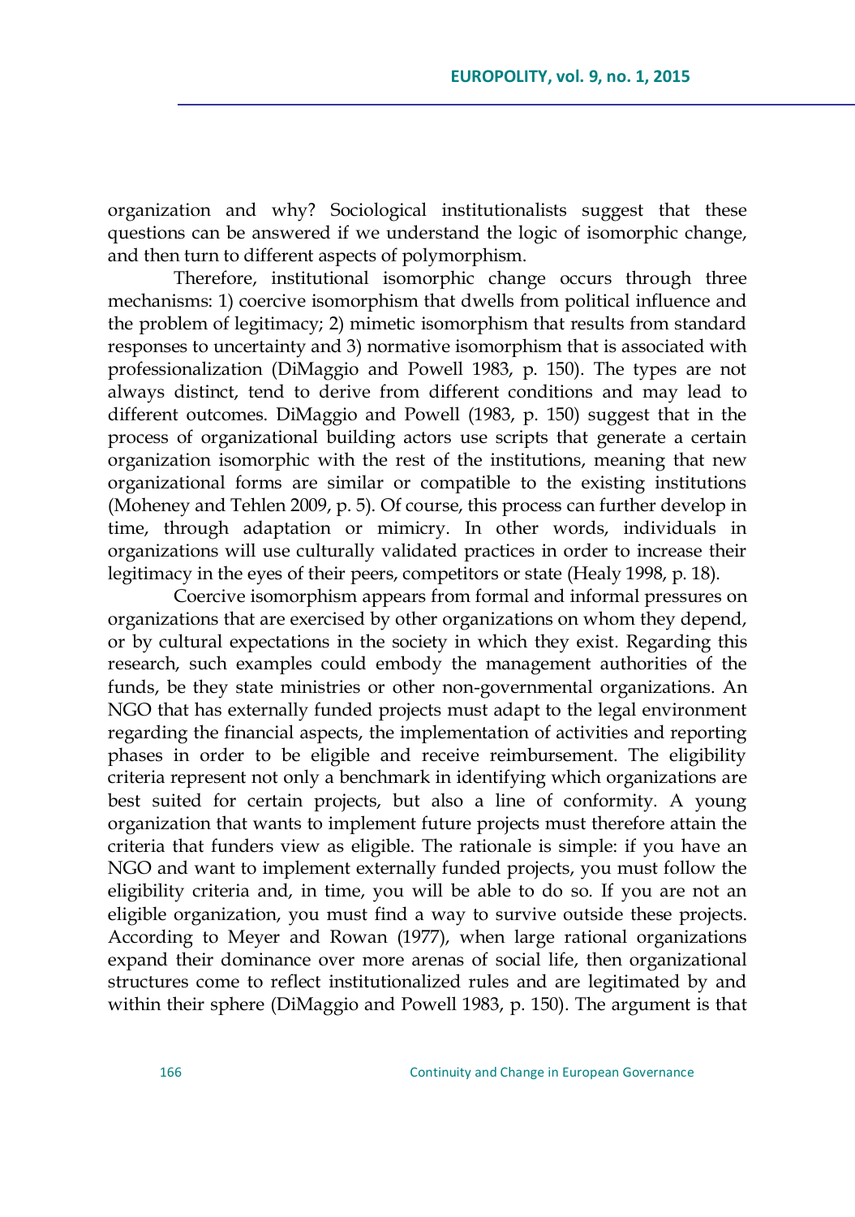organization and why? Sociological institutionalists suggest that these questions can be answered if we understand the logic of isomorphic change, and then turn to different aspects of polymorphism.

Therefore, institutional isomorphic change occurs through three mechanisms: 1) coercive isomorphism that dwells from political influence and the problem of legitimacy; 2) mimetic isomorphism that results from standard responses to uncertainty and 3) normative isomorphism that is associated with professionalization (DiMaggio and Powell 1983, p. 150). The types are not always distinct, tend to derive from different conditions and may lead to different outcomes. DiMaggio and Powell (1983, p. 150) suggest that in the process of organizational building actors use scripts that generate a certain organization isomorphic with the rest of the institutions, meaning that new organizational forms are similar or compatible to the existing institutions (Moheney and Tehlen 2009, p. 5). Of course, this process can further develop in time, through adaptation or mimicry. In other words, individuals in organizations will use culturally validated practices in order to increase their legitimacy in the eyes of their peers, competitors or state (Healy 1998, p. 18).

Coercive isomorphism appears from formal and informal pressures on organizations that are exercised by other organizations on whom they depend, or by cultural expectations in the society in which they exist. Regarding this research, such examples could embody the management authorities of the funds, be they state ministries or other non-governmental organizations. An NGO that has externally funded projects must adapt to the legal environment regarding the financial aspects, the implementation of activities and reporting phases in order to be eligible and receive reimbursement. The eligibility criteria represent not only a benchmark in identifying which organizations are best suited for certain projects, but also a line of conformity. A young organization that wants to implement future projects must therefore attain the criteria that funders view as eligible. The rationale is simple: if you have an NGO and want to implement externally funded projects, you must follow the eligibility criteria and, in time, you will be able to do so. If you are not an eligible organization, you must find a way to survive outside these projects. According to Meyer and Rowan (1977), when large rational organizations expand their dominance over more arenas of social life, then organizational structures come to reflect institutionalized rules and are legitimated by and within their sphere (DiMaggio and Powell 1983, p. 150). The argument is that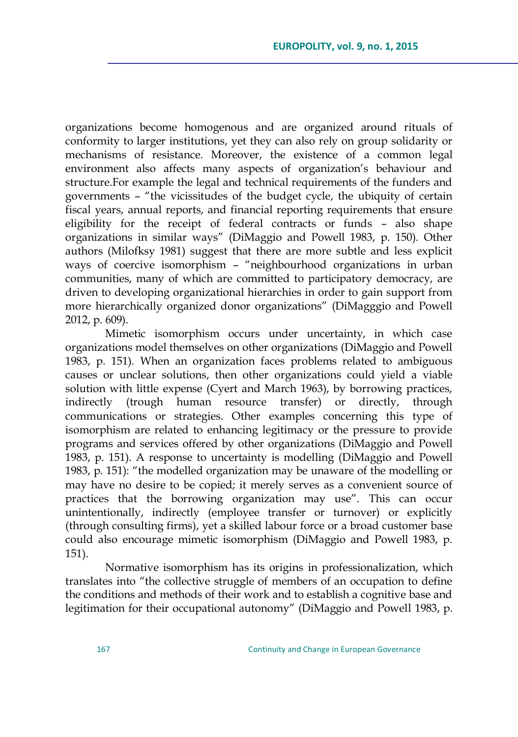organizations become homogenous and are organized around rituals of conformity to larger institutions, yet they can also rely on group solidarity or mechanisms of resistance. Moreover, the existence of a common legal environment also affects many aspects of organization's behaviour and structure.For example the legal and technical requirements of the funders and governments – "the vicissitudes of the budget cycle, the ubiquity of certain fiscal years, annual reports, and financial reporting requirements that ensure eligibility for the receipt of federal contracts or funds – also shape organizations in similar ways" (DiMaggio and Powell 1983, p. 150). Other authors (Milofksy 1981) suggest that there are more subtle and less explicit ways of coercive isomorphism – "neighbourhood organizations in urban communities, many of which are committed to participatory democracy, are driven to developing organizational hierarchies in order to gain support from more hierarchically organized donor organizations" (DiMagggio and Powell 2012, p. 609).

Mimetic isomorphism occurs under uncertainty, in which case organizations model themselves on other organizations (DiMaggio and Powell 1983, p. 151). When an organization faces problems related to ambiguous causes or unclear solutions, then other organizations could yield a viable solution with little expense (Cyert and March 1963), by borrowing practices, indirectly (trough human resource transfer) or directly, through communications or strategies. Other examples concerning this type of isomorphism are related to enhancing legitimacy or the pressure to provide programs and services offered by other organizations (DiMaggio and Powell 1983, p. 151). A response to uncertainty is modelling (DiMaggio and Powell 1983, p. 151): "the modelled organization may be unaware of the modelling or may have no desire to be copied; it merely serves as a convenient source of practices that the borrowing organization may use". This can occur unintentionally, indirectly (employee transfer or turnover) or explicitly (through consulting firms), yet a skilled labour force or a broad customer base could also encourage mimetic isomorphism (DiMaggio and Powell 1983, p. 151).

Normative isomorphism has its origins in professionalization, which translates into "the collective struggle of members of an occupation to define the conditions and methods of their work and to establish a cognitive base and legitimation for their occupational autonomy" (DiMaggio and Powell 1983, p.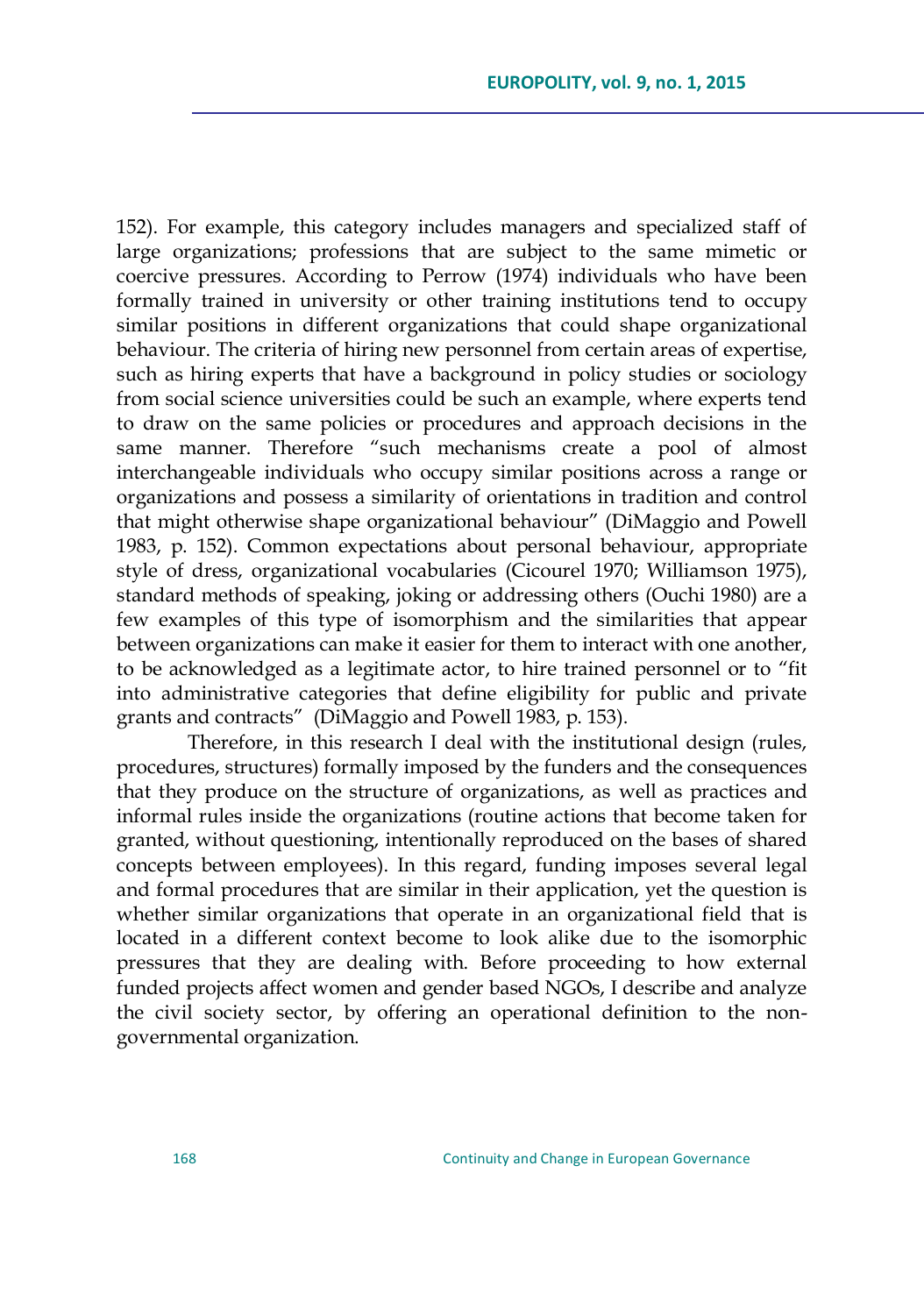152). For example, this category includes managers and specialized staff of large organizations; professions that are subject to the same mimetic or coercive pressures. According to Perrow (1974) individuals who have been formally trained in university or other training institutions tend to occupy similar positions in different organizations that could shape organizational behaviour. The criteria of hiring new personnel from certain areas of expertise, such as hiring experts that have a background in policy studies or sociology from social science universities could be such an example, where experts tend to draw on the same policies or procedures and approach decisions in the same manner. Therefore "such mechanisms create a pool of almost interchangeable individuals who occupy similar positions across a range or organizations and possess a similarity of orientations in tradition and control that might otherwise shape organizational behaviour" (DiMaggio and Powell 1983, p. 152). Common expectations about personal behaviour, appropriate style of dress, organizational vocabularies (Cicourel 1970; Williamson 1975), standard methods of speaking, joking or addressing others (Ouchi 1980) are a few examples of this type of isomorphism and the similarities that appear between organizations can make it easier for them to interact with one another, to be acknowledged as a legitimate actor, to hire trained personnel or to "fit into administrative categories that define eligibility for public and private grants and contracts" (DiMaggio and Powell 1983, p. 153).

Therefore, in this research I deal with the institutional design (rules, procedures, structures) formally imposed by the funders and the consequences that they produce on the structure of organizations, as well as practices and informal rules inside the organizations (routine actions that become taken for granted, without questioning, intentionally reproduced on the bases of shared concepts between employees). In this regard, funding imposes several legal and formal procedures that are similar in their application, yet the question is whether similar organizations that operate in an organizational field that is located in a different context become to look alike due to the isomorphic pressures that they are dealing with. Before proceeding to how external funded projects affect women and gender based NGOs, I describe and analyze the civil society sector, by offering an operational definition to the non-governmental organization.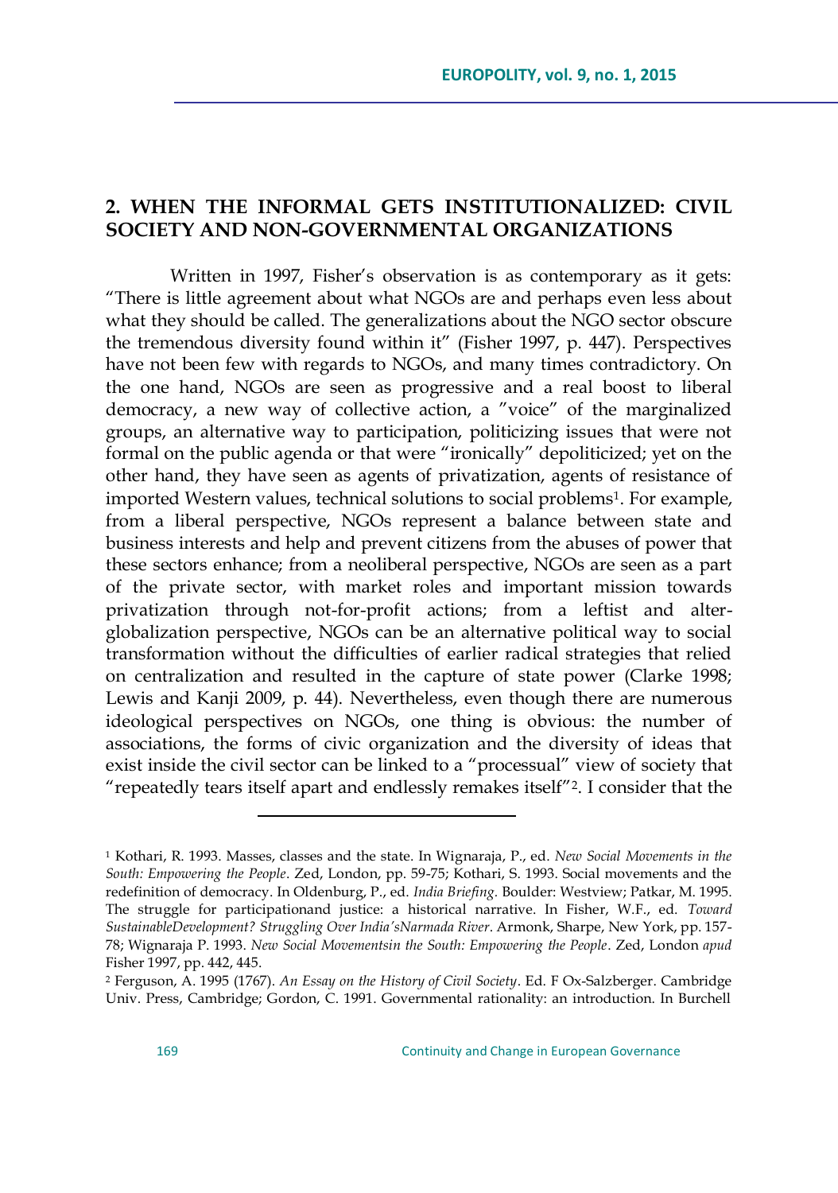## 2. WHEN THE INFORMAL GETS INSTITUTIONALIZED: CIVIL SOCIETY AND NON-GOVERNMENTAL ORGANIZATIONS

Written in 1997, Fisher's observation is as contemporary as it gets: "There is little agreement about what NGOs are and perhaps even less about what they should be called. The generalizations about the NGO sector obscure the tremendous diversity found within it" (Fisher 1997, p. 447). Perspectives have not been few with regards to NGOs, and many times contradictory. On the one hand, NGOs are seen as progressive and a real boost to liberal democracy, a new way of collective action, a "voice" of the marginalized groups, an alternative way to participation, politicizing issues that were not formal on the public agenda or that were "ironically" depoliticized; yet on the other hand, they have seen as agents of privatization, agents of resistance of imported Western values, technical solutions to social problems[1]. For example, from a liberal perspective, NGOs represent a balance between state and business interests and help and prevent citizens from the abuses of power that these sectors enhance; from a neoliberal perspective, NGOs are seen as a part of the private sector, with market roles and important mission towards privatization through not-for-profit actions; from a leftist and alter-globalization perspective, NGOs can be an alternative political way to social transformation without the difficulties of earlier radical strategies that relied on centralization and resulted in the capture of state power (Clarke 1998; Lewis and Kanji 2009, p. 44). Nevertheless, even though there are numerous ideological perspectives on NGOs, one thing is obvious: the number of associations, the forms of civic organization and the diversity of ideas that exist inside the civil sector can be linked to a "processual" view of society that "repeatedly tears itself apart and endlessly remakes itself"[2]. I consider that the

---

[1] Kothari, R. 1993. Masses, classes and the state. In Wignaraja, P., ed. *New Social Movements in the South: Empowering the People*. Zed, London, pp. 59-75; Kothari, S. 1993. Social movements and the redefinition of democracy. In Oldenburg, P., ed. *India Briefing*. Boulder: Westview; Patkar, M. 1995. The struggle for participationand justice: a historical narrative. In Fisher, W.F., ed. *Toward SustainableDevelopment? Struggling Over India'sNarmada River*. Armonk, Sharpe, New York, pp. 157-78; Wignaraja P. 1993. *New Social Movementsin the South: Empowering the People*. Zed, London *apud* Fisher 1997, pp. 442, 445.

[2] Ferguson, A. 1995 (1767). *An Essay on the History of Civil Society*. Ed. F Ox-Salzberger. Cambridge Univ. Press, Cambridge; Gordon, C. 1991. Governmental rationality: an introduction. In Burchell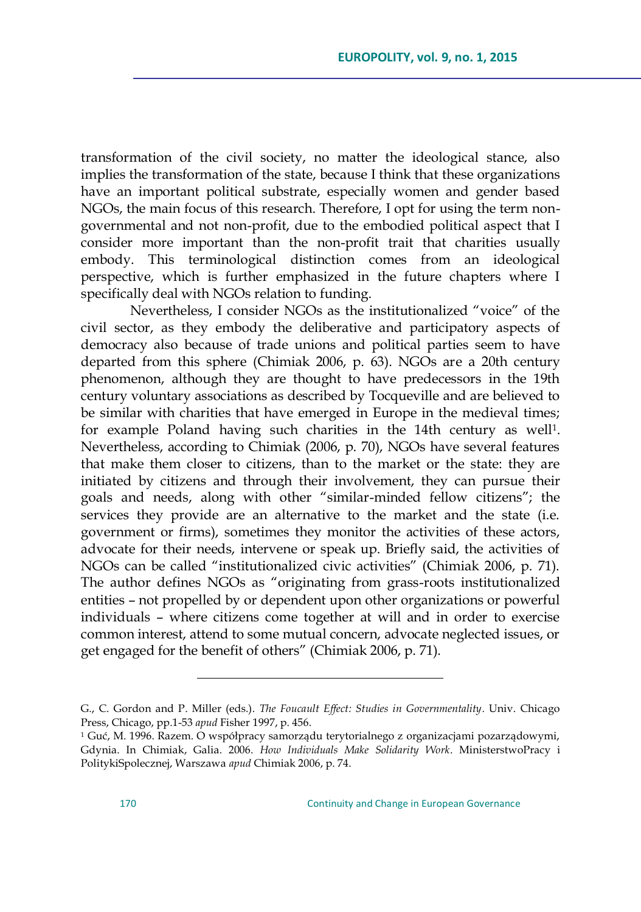transformation of the civil society, no matter the ideological stance, also implies the transformation of the state, because I think that these organizations have an important political substrate, especially women and gender based NGOs, the main focus of this research. Therefore, I opt for using the term non-governmental and not non-profit, due to the embodied political aspect that I consider more important than the non-profit trait that charities usually embody. This terminological distinction comes from an ideological perspective, which is further emphasized in the future chapters where I specifically deal with NGOs relation to funding.

Nevertheless, I consider NGOs as the institutionalized "voice" of the civil sector, as they embody the deliberative and participatory aspects of democracy also because of trade unions and political parties seem to have departed from this sphere (Chimiak 2006, p. 63). NGOs are a 20th century phenomenon, although they are thought to have predecessors in the 19th century voluntary associations as described by Tocqueville and are believed to be similar with charities that have emerged in Europe in the medieval times; for example Poland having such charities in the 14th century as well[1]. Nevertheless, according to Chimiak (2006, p. 70), NGOs have several features that make them closer to citizens, than to the market or the state: they are initiated by citizens and through their involvement, they can pursue their goals and needs, along with other "similar-minded fellow citizens"; the services they provide are an alternative to the market and the state (i.e. government or firms), sometimes they monitor the activities of these actors, advocate for their needs, intervene or speak up. Briefly said, the activities of NGOs can be called "institutionalized civic activities" (Chimiak 2006, p. 71). The author defines NGOs as "originating from grass-roots institutionalized entities – not propelled by or dependent upon other organizations or powerful individuals – where citizens come together at will and in order to exercise common interest, attend to some mutual concern, advocate neglected issues, or get engaged for the benefit of others" (Chimiak 2006, p. 71).

---

G., C. Gordon and P. Miller (eds.). *The Foucault Effect: Studies in Governmentality*. Univ. Chicago Press, Chicago, pp.1-53 *apud* Fisher 1997, p. 456.

[1] Guć, M. 1996. Razem. O współpracy samorządu terytorialnego z organizacjami pozarządowymi, Gdynia. In Chimiak, Galia. 2006. *How Individuals Make Solidarity Work*. MinisterstwoPracy i PolitykiSpolecznej, Warszawa *apud* Chimiak 2006, p. 74.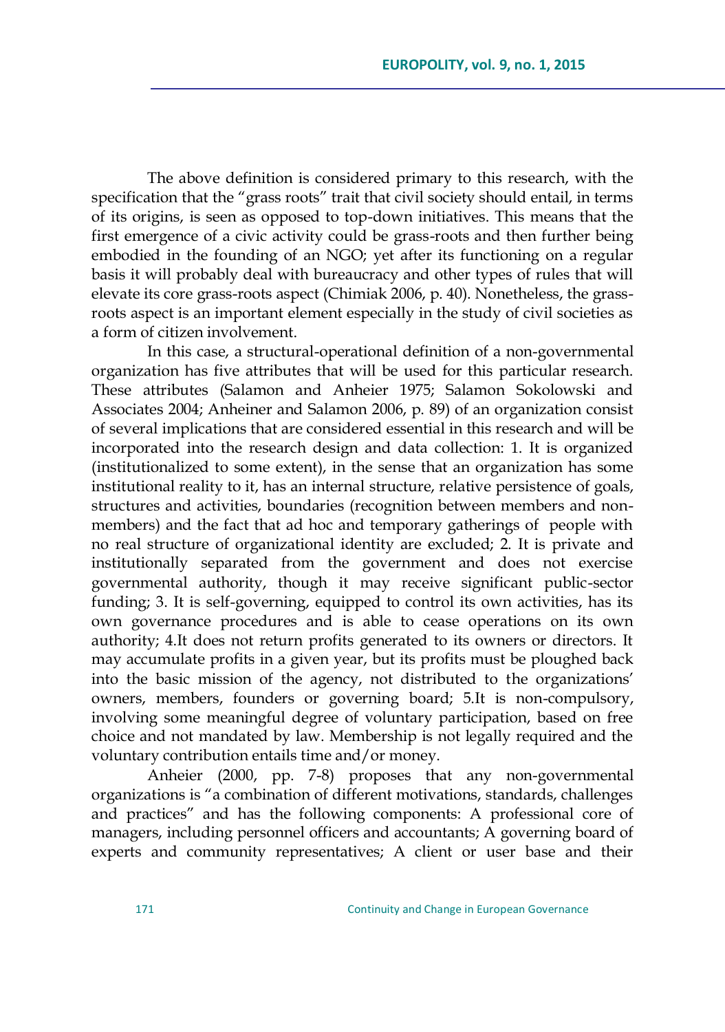The above definition is considered primary to this research, with the specification that the "grass roots" trait that civil society should entail, in terms of its origins, is seen as opposed to top-down initiatives. This means that the first emergence of a civic activity could be grass-roots and then further being embodied in the founding of an NGO; yet after its functioning on a regular basis it will probably deal with bureaucracy and other types of rules that will elevate its core grass-roots aspect (Chimiak 2006, p. 40). Nonetheless, the grass-roots aspect is an important element especially in the study of civil societies as a form of citizen involvement.

In this case, a structural-operational definition of a non-governmental organization has five attributes that will be used for this particular research. These attributes (Salamon and Anheier 1975; Salamon Sokolowski and Associates 2004; Anheiner and Salamon 2006, p. 89) of an organization consist of several implications that are considered essential in this research and will be incorporated into the research design and data collection: 1. It is organized (institutionalized to some extent), in the sense that an organization has some institutional reality to it, has an internal structure, relative persistence of goals, structures and activities, boundaries (recognition between members and non-members) and the fact that ad hoc and temporary gatherings of people with no real structure of organizational identity are excluded; 2. It is private and institutionally separated from the government and does not exercise governmental authority, though it may receive significant public-sector funding; 3. It is self-governing, equipped to control its own activities, has its own governance procedures and is able to cease operations on its own authority; 4.It does not return profits generated to its owners or directors. It may accumulate profits in a given year, but its profits must be ploughed back into the basic mission of the agency, not distributed to the organizations' owners, members, founders or governing board; 5.It is non-compulsory, involving some meaningful degree of voluntary participation, based on free choice and not mandated by law. Membership is not legally required and the voluntary contribution entails time and/or money.

Anheier (2000, pp. 7-8) proposes that any non-governmental organizations is "a combination of different motivations, standards, challenges and practices" and has the following components: A professional core of managers, including personnel officers and accountants; A governing board of experts and community representatives; A client or user base and their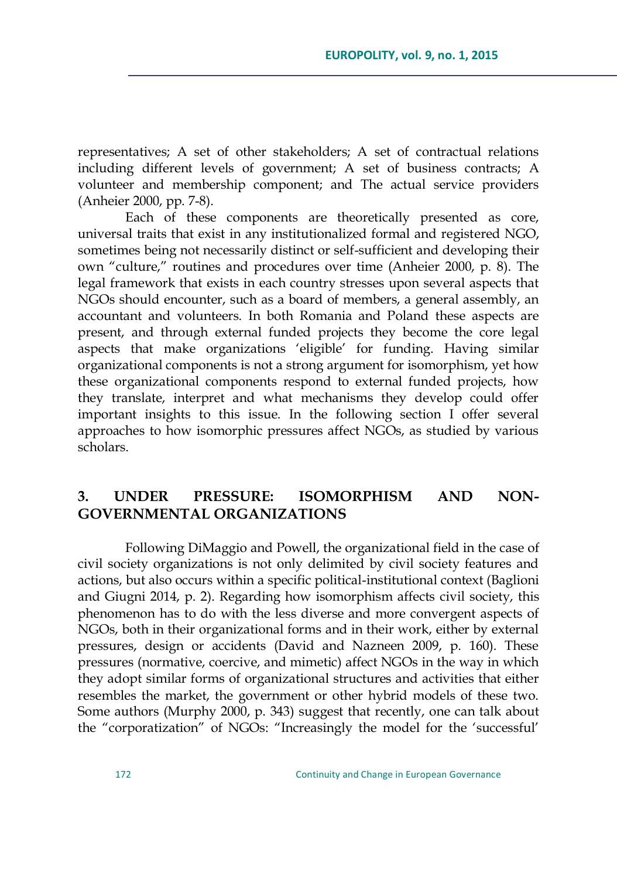representatives; A set of other stakeholders; A set of contractual relations including different levels of government; A set of business contracts; A volunteer and membership component; and The actual service providers (Anheier 2000, pp. 7-8).

Each of these components are theoretically presented as core, universal traits that exist in any institutionalized formal and registered NGO, sometimes being not necessarily distinct or self-sufficient and developing their own "culture," routines and procedures over time (Anheier 2000, p. 8). The legal framework that exists in each country stresses upon several aspects that NGOs should encounter, such as a board of members, a general assembly, an accountant and volunteers. In both Romania and Poland these aspects are present, and through external funded projects they become the core legal aspects that make organizations 'eligible' for funding. Having similar organizational components is not a strong argument for isomorphism, yet how these organizational components respond to external funded projects, how they translate, interpret and what mechanisms they develop could offer important insights to this issue. In the following section I offer several approaches to how isomorphic pressures affect NGOs, as studied by various scholars.

## 3. UNDER PRESSURE: ISOMORPHISM AND NON-GOVERNMENTAL ORGANIZATIONS

Following DiMaggio and Powell, the organizational field in the case of civil society organizations is not only delimited by civil society features and actions, but also occurs within a specific political-institutional context (Baglioni and Giugni 2014, p. 2). Regarding how isomorphism affects civil society, this phenomenon has to do with the less diverse and more convergent aspects of NGOs, both in their organizational forms and in their work, either by external pressures, design or accidents (David and Nazneen 2009, p. 160). These pressures (normative, coercive, and mimetic) affect NGOs in the way in which they adopt similar forms of organizational structures and activities that either resembles the market, the government or other hybrid models of these two. Some authors (Murphy 2000, p. 343) suggest that recently, one can talk about the "corporatization" of NGOs: "Increasingly the model for the 'successful'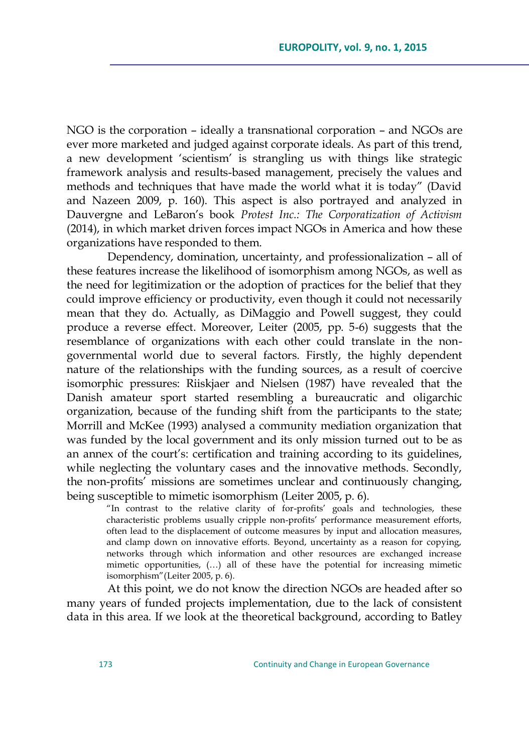NGO is the corporation – ideally a transnational corporation – and NGOs are ever more marketed and judged against corporate ideals. As part of this trend, a new development 'scientism' is strangling us with things like strategic framework analysis and results-based management, precisely the values and methods and techniques that have made the world what it is today" (David and Nazeen 2009, p. 160). This aspect is also portrayed and analyzed in Dauvergne and LeBaron's book *Protest Inc.: The Corporatization of Activism* (2014), in which market driven forces impact NGOs in America and how these organizations have responded to them.

Dependency, domination, uncertainty, and professionalization – all of these features increase the likelihood of isomorphism among NGOs, as well as the need for legitimization or the adoption of practices for the belief that they could improve efficiency or productivity, even though it could not necessarily mean that they do. Actually, as DiMaggio and Powell suggest, they could produce a reverse effect. Moreover, Leiter (2005, pp. 5-6) suggests that the resemblance of organizations with each other could translate in the non-governmental world due to several factors. Firstly, the highly dependent nature of the relationships with the funding sources, as a result of coercive isomorphic pressures: Riiskjaer and Nielsen (1987) have revealed that the Danish amateur sport started resembling a bureaucratic and oligarchic organization, because of the funding shift from the participants to the state; Morrill and McKee (1993) analysed a community mediation organization that was funded by the local government and its only mission turned out to be as an annex of the court's: certification and training according to its guidelines, while neglecting the voluntary cases and the innovative methods. Secondly, the non-profits' missions are sometimes unclear and continuously changing, being susceptible to mimetic isomorphism (Leiter 2005, p. 6).

> "In contrast to the relative clarity of for-profits' goals and technologies, these characteristic problems usually cripple non-profits' performance measurement efforts, often lead to the displacement of outcome measures by input and allocation measures, and clamp down on innovative efforts. Beyond, uncertainty as a reason for copying, networks through which information and other resources are exchanged increase mimetic opportunities, (…) all of these have the potential for increasing mimetic isomorphism"(Leiter 2005, p. 6).

At this point, we do not know the direction NGOs are headed after so many years of funded projects implementation, due to the lack of consistent data in this area. If we look at the theoretical background, according to Batley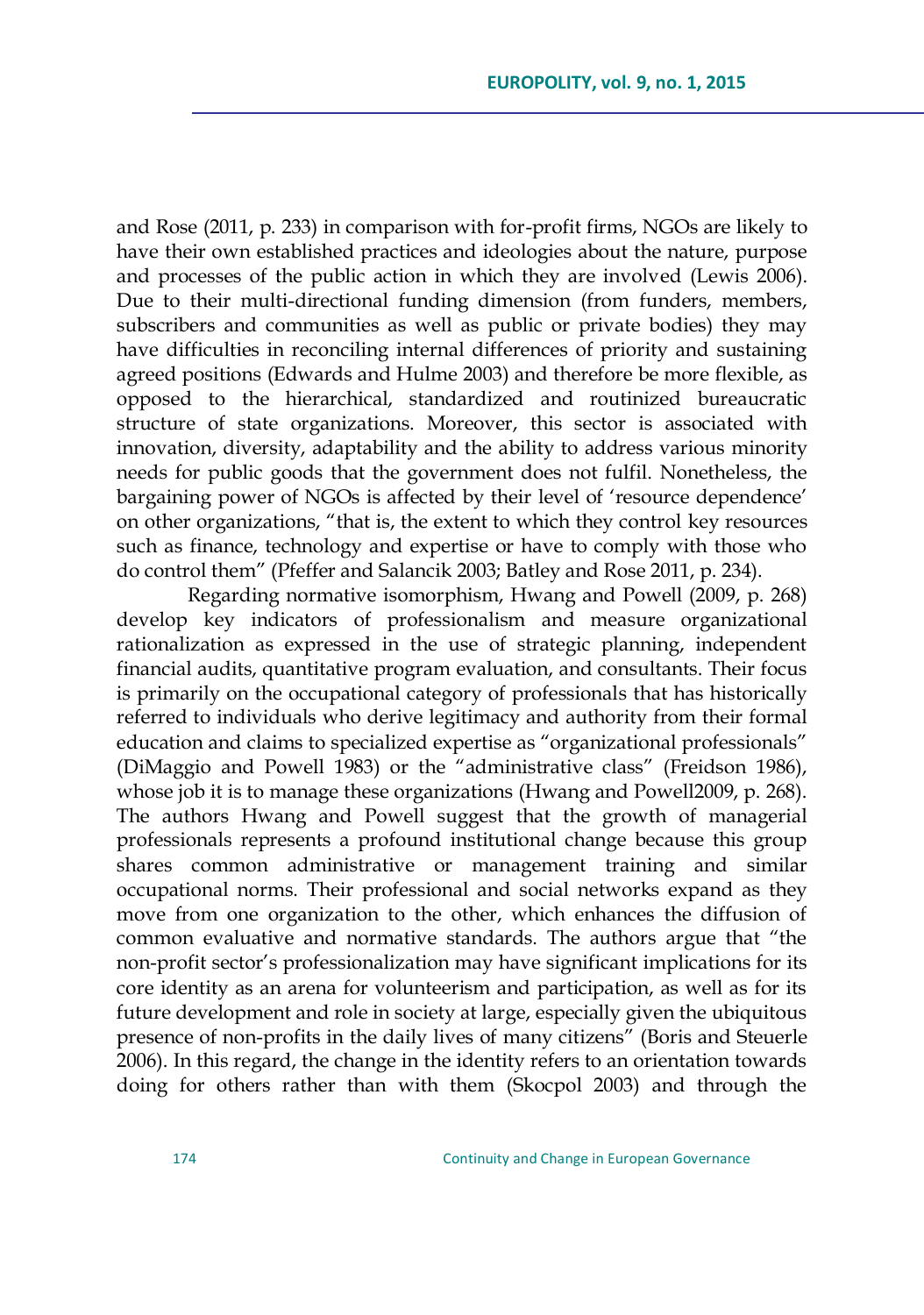and Rose (2011, p. 233) in comparison with for-profit firms, NGOs are likely to have their own established practices and ideologies about the nature, purpose and processes of the public action in which they are involved (Lewis 2006). Due to their multi-directional funding dimension (from funders, members, subscribers and communities as well as public or private bodies) they may have difficulties in reconciling internal differences of priority and sustaining agreed positions (Edwards and Hulme 2003) and therefore be more flexible, as opposed to the hierarchical, standardized and routinized bureaucratic structure of state organizations. Moreover, this sector is associated with innovation, diversity, adaptability and the ability to address various minority needs for public goods that the government does not fulfil. Nonetheless, the bargaining power of NGOs is affected by their level of 'resource dependence' on other organizations, "that is, the extent to which they control key resources such as finance, technology and expertise or have to comply with those who do control them" (Pfeffer and Salancik 2003; Batley and Rose 2011, p. 234).

Regarding normative isomorphism, Hwang and Powell (2009, p. 268) develop key indicators of professionalism and measure organizational rationalization as expressed in the use of strategic planning, independent financial audits, quantitative program evaluation, and consultants. Their focus is primarily on the occupational category of professionals that has historically referred to individuals who derive legitimacy and authority from their formal education and claims to specialized expertise as "organizational professionals" (DiMaggio and Powell 1983) or the "administrative class" (Freidson 1986), whose job it is to manage these organizations (Hwang and Powell2009, p. 268). The authors Hwang and Powell suggest that the growth of managerial professionals represents a profound institutional change because this group shares common administrative or management training and similar occupational norms. Their professional and social networks expand as they move from one organization to the other, which enhances the diffusion of common evaluative and normative standards. The authors argue that "the non-profit sector's professionalization may have significant implications for its core identity as an arena for volunteerism and participation, as well as for its future development and role in society at large, especially given the ubiquitous presence of non-profits in the daily lives of many citizens" (Boris and Steuerle 2006). In this regard, the change in the identity refers to an orientation towards doing for others rather than with them (Skocpol 2003) and through the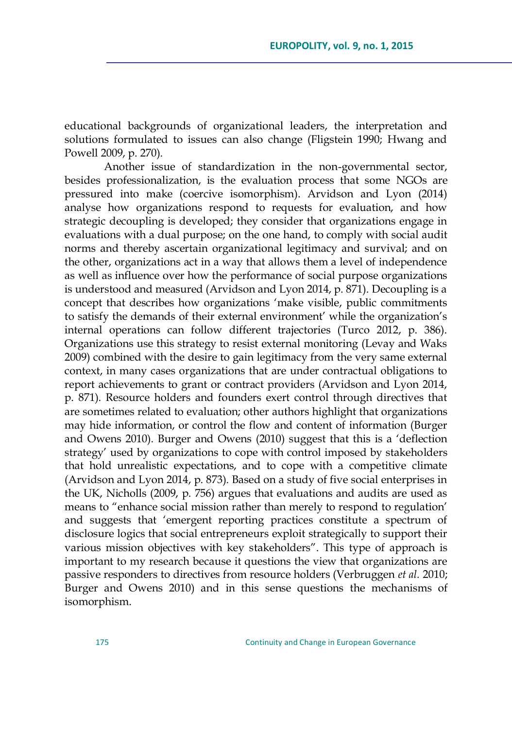educational backgrounds of organizational leaders, the interpretation and solutions formulated to issues can also change (Fligstein 1990; Hwang and Powell 2009, p. 270).

Another issue of standardization in the non-governmental sector, besides professionalization, is the evaluation process that some NGOs are pressured into make (coercive isomorphism). Arvidson and Lyon (2014) analyse how organizations respond to requests for evaluation, and how strategic decoupling is developed; they consider that organizations engage in evaluations with a dual purpose; on the one hand, to comply with social audit norms and thereby ascertain organizational legitimacy and survival; and on the other, organizations act in a way that allows them a level of independence as well as influence over how the performance of social purpose organizations is understood and measured (Arvidson and Lyon 2014, p. 871). Decoupling is a concept that describes how organizations 'make visible, public commitments to satisfy the demands of their external environment' while the organization's internal operations can follow different trajectories (Turco 2012, p. 386). Organizations use this strategy to resist external monitoring (Levay and Waks 2009) combined with the desire to gain legitimacy from the very same external context, in many cases organizations that are under contractual obligations to report achievements to grant or contract providers (Arvidson and Lyon 2014, p. 871). Resource holders and founders exert control through directives that are sometimes related to evaluation; other authors highlight that organizations may hide information, or control the flow and content of information (Burger and Owens 2010). Burger and Owens (2010) suggest that this is a 'deflection strategy' used by organizations to cope with control imposed by stakeholders that hold unrealistic expectations, and to cope with a competitive climate (Arvidson and Lyon 2014, p. 873). Based on a study of five social enterprises in the UK, Nicholls (2009, p. 756) argues that evaluations and audits are used as means to "enhance social mission rather than merely to respond to regulation' and suggests that 'emergent reporting practices constitute a spectrum of disclosure logics that social entrepreneurs exploit strategically to support their various mission objectives with key stakeholders". This type of approach is important to my research because it questions the view that organizations are passive responders to directives from resource holders (Verbruggen *et al.* 2010; Burger and Owens 2010) and in this sense questions the mechanisms of isomorphism.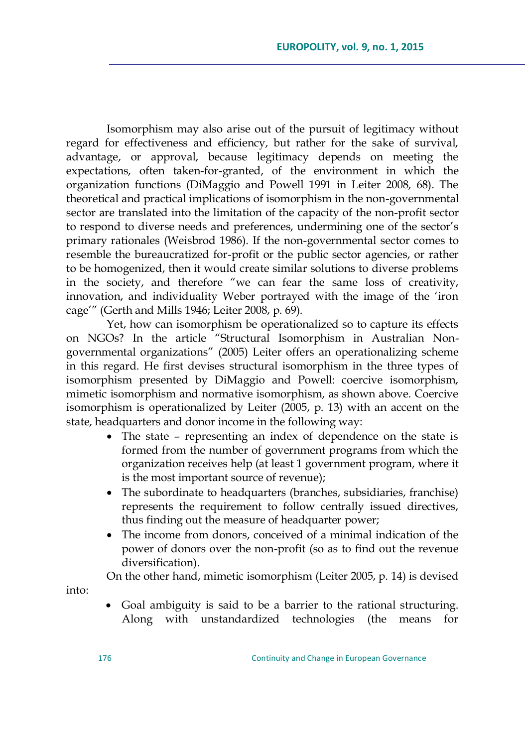Isomorphism may also arise out of the pursuit of legitimacy without regard for effectiveness and efficiency, but rather for the sake of survival, advantage, or approval, because legitimacy depends on meeting the expectations, often taken-for-granted, of the environment in which the organization functions (DiMaggio and Powell 1991 in Leiter 2008, 68). The theoretical and practical implications of isomorphism in the non-governmental sector are translated into the limitation of the capacity of the non-profit sector to respond to diverse needs and preferences, undermining one of the sector's primary rationales (Weisbrod 1986). If the non-governmental sector comes to resemble the bureaucratized for-profit or the public sector agencies, or rather to be homogenized, then it would create similar solutions to diverse problems in the society, and therefore "we can fear the same loss of creativity, innovation, and individuality Weber portrayed with the image of the 'iron cage'" (Gerth and Mills 1946; Leiter 2008, p. 69).

Yet, how can isomorphism be operationalized so to capture its effects on NGOs? In the article "Structural Isomorphism in Australian Non-governmental organizations" (2005) Leiter offers an operationalizing scheme in this regard. He first devises structural isomorphism in the three types of isomorphism presented by DiMaggio and Powell: coercive isomorphism, mimetic isomorphism and normative isomorphism, as shown above. Coercive isomorphism is operationalized by Leiter (2005, p. 13) with an accent on the state, headquarters and donor income in the following way:

- The state – representing an index of dependence on the state is formed from the number of government programs from which the organization receives help (at least 1 government program, where it is the most important source of revenue);
- The subordinate to headquarters (branches, subsidiaries, franchise) represents the requirement to follow centrally issued directives, thus finding out the measure of headquarter power;
- The income from donors, conceived of a minimal indication of the power of donors over the non-profit (so as to find out the revenue diversification).

On the other hand, mimetic isomorphism (Leiter 2005, p. 14) is devised into:

- Goal ambiguity is said to be a barrier to the rational structuring. Along with unstandardized technologies (the means for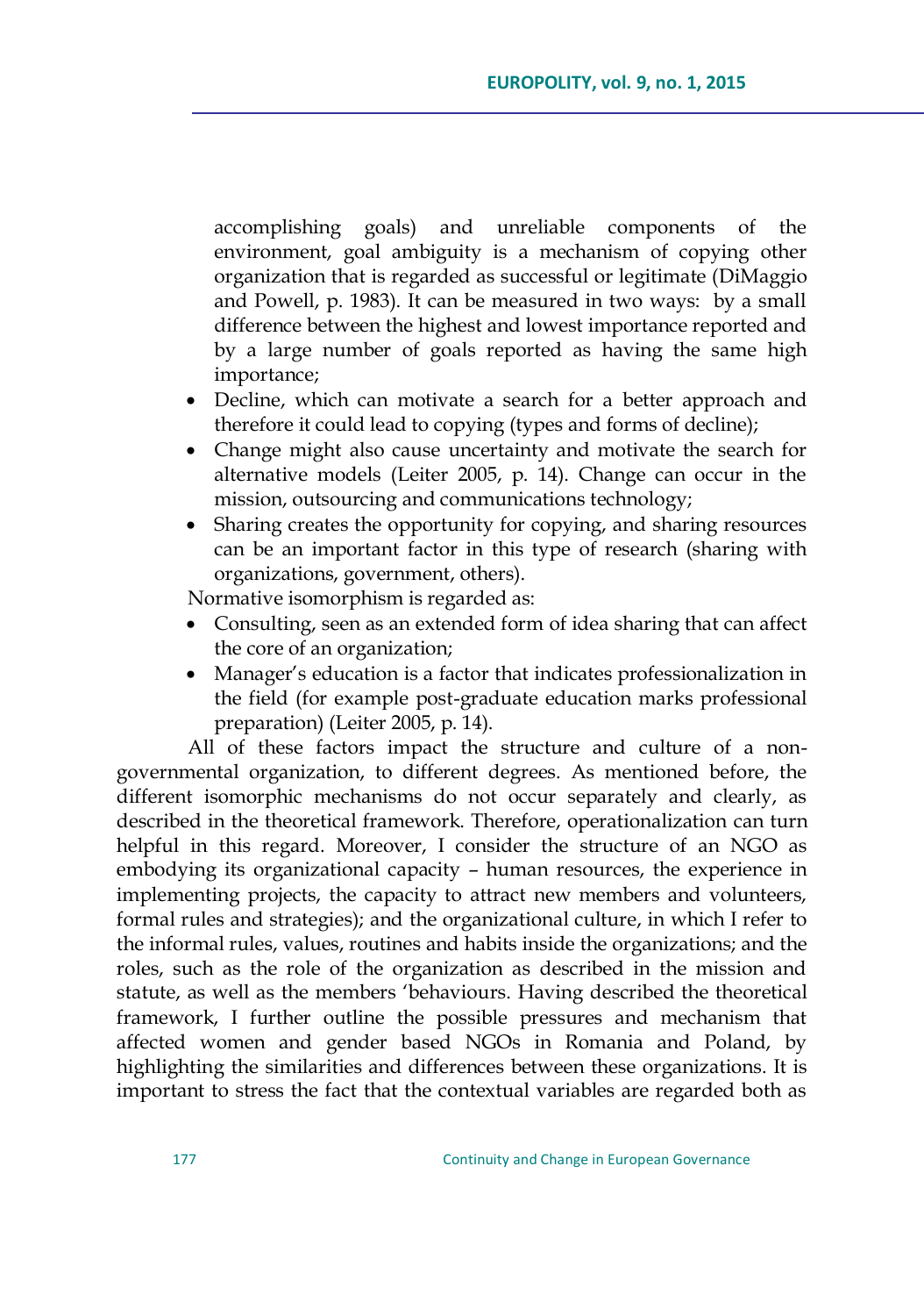accomplishing goals) and unreliable components of the environment, goal ambiguity is a mechanism of copying other organization that is regarded as successful or legitimate (DiMaggio and Powell, p. 1983). It can be measured in two ways: by a small difference between the highest and lowest importance reported and by a large number of goals reported as having the same high importance;

- Decline, which can motivate a search for a better approach and therefore it could lead to copying (types and forms of decline);
- Change might also cause uncertainty and motivate the search for alternative models (Leiter 2005, p. 14). Change can occur in the mission, outsourcing and communications technology;
- Sharing creates the opportunity for copying, and sharing resources can be an important factor in this type of research (sharing with organizations, government, others).

Normative isomorphism is regarded as:

- Consulting, seen as an extended form of idea sharing that can affect the core of an organization;
- Manager's education is a factor that indicates professionalization in the field (for example post-graduate education marks professional preparation) (Leiter 2005, p. 14).

All of these factors impact the structure and culture of a non-governmental organization, to different degrees. As mentioned before, the different isomorphic mechanisms do not occur separately and clearly, as described in the theoretical framework. Therefore, operationalization can turn helpful in this regard. Moreover, I consider the structure of an NGO as embodying its organizational capacity – human resources, the experience in implementing projects, the capacity to attract new members and volunteers, formal rules and strategies); and the organizational culture, in which I refer to the informal rules, values, routines and habits inside the organizations; and the roles, such as the role of the organization as described in the mission and statute, as well as the members 'behaviours. Having described the theoretical framework, I further outline the possible pressures and mechanism that affected women and gender based NGOs in Romania and Poland, by highlighting the similarities and differences between these organizations. It is important to stress the fact that the contextual variables are regarded both as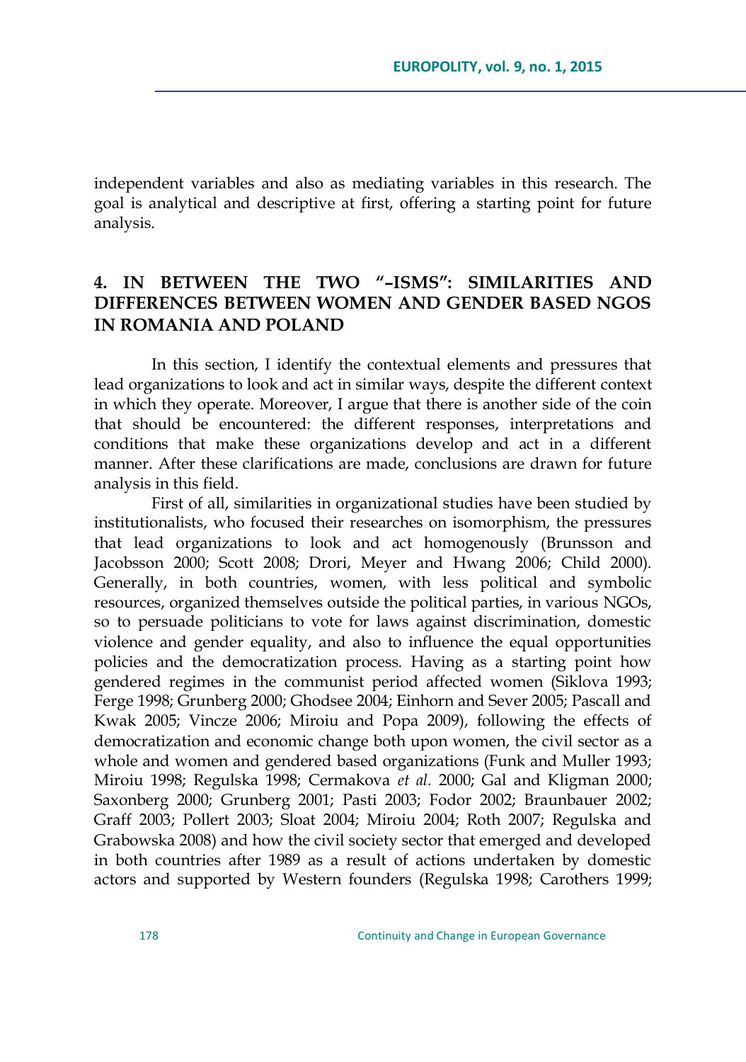independent variables and also as mediating variables in this research. The goal is analytical and descriptive at first, offering a starting point for future analysis.

## 4. IN BETWEEN THE TWO "–ISMS": SIMILARITIES AND DIFFERENCES BETWEEN WOMEN AND GENDER BASED NGOS IN ROMANIA AND POLAND

In this section, I identify the contextual elements and pressures that lead organizations to look and act in similar ways, despite the different context in which they operate. Moreover, I argue that there is another side of the coin that should be encountered: the different responses, interpretations and conditions that make these organizations develop and act in a different manner. After these clarifications are made, conclusions are drawn for future analysis in this field.

First of all, similarities in organizational studies have been studied by institutionalists, who focused their researches on isomorphism, the pressures that lead organizations to look and act homogenously (Brunsson and Jacobsson 2000; Scott 2008; Drori, Meyer and Hwang 2006; Child 2000). Generally, in both countries, women, with less political and symbolic resources, organized themselves outside the political parties, in various NGOs, so to persuade politicians to vote for laws against discrimination, domestic violence and gender equality, and also to influence the equal opportunities policies and the democratization process. Having as a starting point how gendered regimes in the communist period affected women (Siklova 1993; Ferge 1998; Grunberg 2000; Ghodsee 2004; Einhorn and Sever 2005; Pascall and Kwak 2005; Vincze 2006; Miroiu and Popa 2009), following the effects of democratization and economic change both upon women, the civil sector as a whole and women and gendered based organizations (Funk and Muller 1993; Miroiu 1998; Regulska 1998; Cermakova *et al.* 2000; Gal and Kligman 2000; Saxonberg 2000; Grunberg 2001; Pasti 2003; Fodor 2002; Braunbauer 2002; Graff 2003; Pollert 2003; Sloat 2004; Miroiu 2004; Roth 2007; Regulska and Grabowska 2008) and how the civil society sector that emerged and developed in both countries after 1989 as a result of actions undertaken by domestic actors and supported by Western founders (Regulska 1998; Carothers 1999;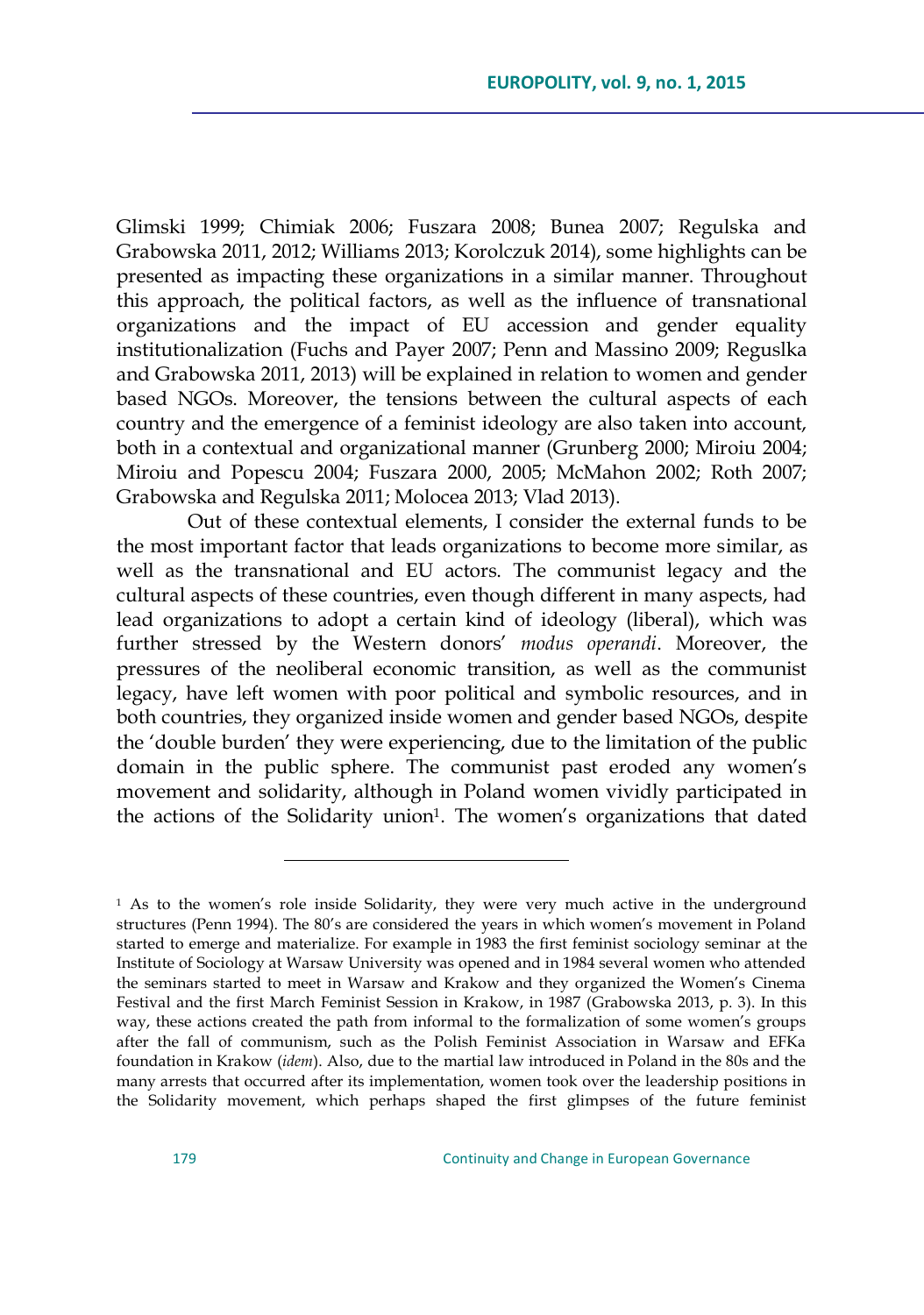Glimski 1999; Chimiak 2006; Fuszara 2008; Bunea 2007; Regulska and Grabowska 2011, 2012; Williams 2013; Korolczuk 2014), some highlights can be presented as impacting these organizations in a similar manner. Throughout this approach, the political factors, as well as the influence of transnational organizations and the impact of EU accession and gender equality institutionalization (Fuchs and Payer 2007; Penn and Massino 2009; Reguslka and Grabowska 2011, 2013) will be explained in relation to women and gender based NGOs. Moreover, the tensions between the cultural aspects of each country and the emergence of a feminist ideology are also taken into account, both in a contextual and organizational manner (Grunberg 2000; Miroiu 2004; Miroiu and Popescu 2004; Fuszara 2000, 2005; McMahon 2002; Roth 2007; Grabowska and Regulska 2011; Molocea 2013; Vlad 2013).

Out of these contextual elements, I consider the external funds to be the most important factor that leads organizations to become more similar, as well as the transnational and EU actors. The communist legacy and the cultural aspects of these countries, even though different in many aspects, had lead organizations to adopt a certain kind of ideology (liberal), which was further stressed by the Western donors' *modus operandi*. Moreover, the pressures of the neoliberal economic transition, as well as the communist legacy, have left women with poor political and symbolic resources, and in both countries, they organized inside women and gender based NGOs, despite the 'double burden' they were experiencing, due to the limitation of the public domain in the public sphere. The communist past eroded any women's movement and solidarity, although in Poland women vividly participated in the actions of the Solidarity union[1]. The women's organizations that dated

---

[1] As to the women's role inside Solidarity, they were very much active in the underground structures (Penn 1994). The 80's are considered the years in which women's movement in Poland started to emerge and materialize. For example in 1983 the first feminist sociology seminar at the Institute of Sociology at Warsaw University was opened and in 1984 several women who attended the seminars started to meet in Warsaw and Krakow and they organized the Women's Cinema Festival and the first March Feminist Session in Krakow, in 1987 (Grabowska 2013, p. 3). In this way, these actions created the path from informal to the formalization of some women's groups after the fall of communism, such as the Polish Feminist Association in Warsaw and EFKa foundation in Krakow (*idem*). Also, due to the martial law introduced in Poland in the 80s and the many arrests that occurred after its implementation, women took over the leadership positions in the Solidarity movement, which perhaps shaped the first glimpses of the future feminist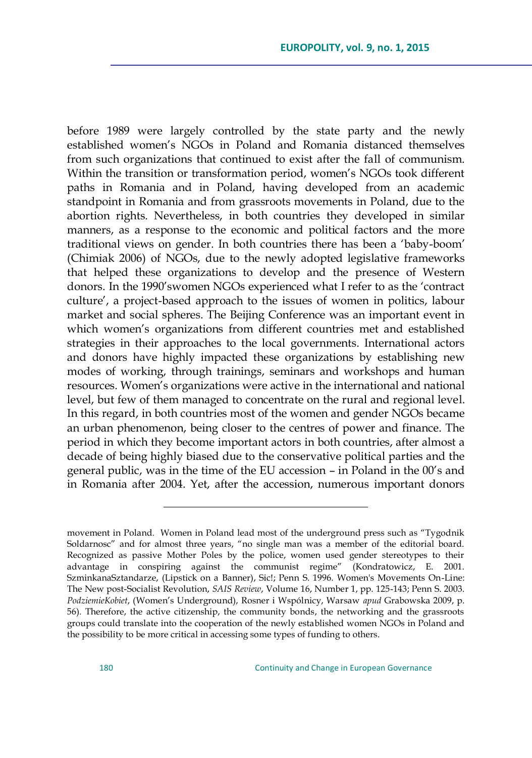before 1989 were largely controlled by the state party and the newly established women's NGOs in Poland and Romania distanced themselves from such organizations that continued to exist after the fall of communism. Within the transition or transformation period, women's NGOs took different paths in Romania and in Poland, having developed from an academic standpoint in Romania and from grassroots movements in Poland, due to the abortion rights. Nevertheless, in both countries they developed in similar manners, as a response to the economic and political factors and the more traditional views on gender. In both countries there has been a 'baby-boom' (Chimiak 2006) of NGOs, due to the newly adopted legislative frameworks that helped these organizations to develop and the presence of Western donors. In the 1990'swomen NGOs experienced what I refer to as the 'contract culture', a project-based approach to the issues of women in politics, labour market and social spheres. The Beijing Conference was an important event in which women's organizations from different countries met and established strategies in their approaches to the local governments. International actors and donors have highly impacted these organizations by establishing new modes of working, through trainings, seminars and workshops and human resources. Women's organizations were active in the international and national level, but few of them managed to concentrate on the rural and regional level. In this regard, in both countries most of the women and gender NGOs became an urban phenomenon, being closer to the centres of power and finance. The period in which they become important actors in both countries, after almost a decade of being highly biased due to the conservative political parties and the general public, was in the time of the EU accession – in Poland in the 00's and in Romania after 2004. Yet, after the accession, numerous important donors

---

movement in Poland. Women in Poland lead most of the underground press such as "Tygodnik Soldarnosc" and for almost three years, "no single man was a member of the editorial board. Recognized as passive Mother Poles by the police, women used gender stereotypes to their advantage in conspiring against the communist regime" (Kondratowicz, E. 2001. SzminkanaSztandarze, (Lipstick on a Banner), Sic!; Penn S. 1996. Women's Movements On-Line: The New post-Socialist Revolution, *SAIS Review*, Volume 16, Number 1, pp. 125-143; Penn S. 2003. *PodziemieKobiet*, (Women's Underground), Rosner i Wspólnicy, Warsaw *apud* Grabowska 2009, p. 56). Therefore, the active citizenship, the community bonds, the networking and the grassroots groups could translate into the cooperation of the newly established women NGOs in Poland and the possibility to be more critical in accessing some types of funding to others.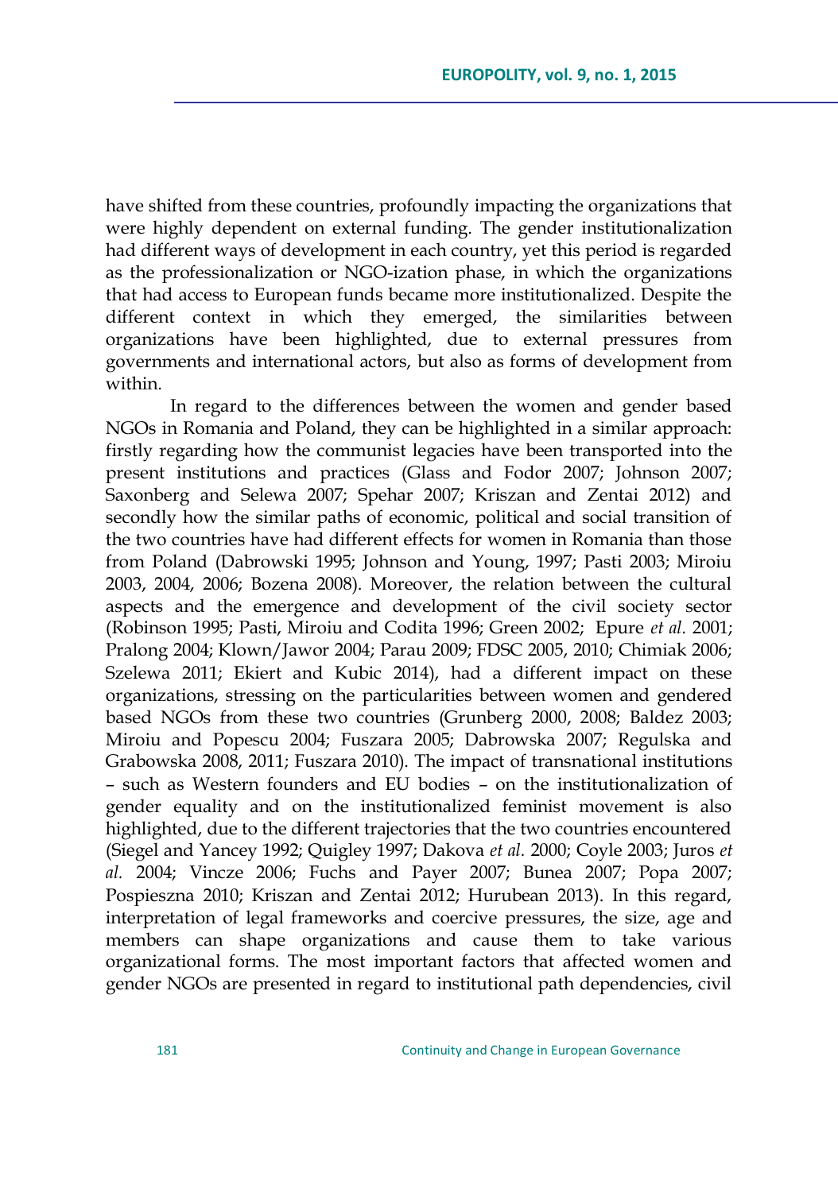have shifted from these countries, profoundly impacting the organizations that were highly dependent on external funding. The gender institutionalization had different ways of development in each country, yet this period is regarded as the professionalization or NGO-ization phase, in which the organizations that had access to European funds became more institutionalized. Despite the different context in which they emerged, the similarities between organizations have been highlighted, due to external pressures from governments and international actors, but also as forms of development from within.

In regard to the differences between the women and gender based NGOs in Romania and Poland, they can be highlighted in a similar approach: firstly regarding how the communist legacies have been transported into the present institutions and practices (Glass and Fodor 2007; Johnson 2007; Saxonberg and Selewa 2007; Spehar 2007; Kriszan and Zentai 2012) and secondly how the similar paths of economic, political and social transition of the two countries have had different effects for women in Romania than those from Poland (Dabrowski 1995; Johnson and Young, 1997; Pasti 2003; Miroiu 2003, 2004, 2006; Bozena 2008). Moreover, the relation between the cultural aspects and the emergence and development of the civil society sector (Robinson 1995; Pasti, Miroiu and Codita 1996; Green 2002; Epure *et al.* 2001; Pralong 2004; Klown/Jawor 2004; Parau 2009; FDSC 2005, 2010; Chimiak 2006; Szelewa 2011; Ekiert and Kubic 2014), had a different impact on these organizations, stressing on the particularities between women and gendered based NGOs from these two countries (Grunberg 2000, 2008; Baldez 2003; Miroiu and Popescu 2004; Fuszara 2005; Dabrowska 2007; Regulska and Grabowska 2008, 2011; Fuszara 2010). The impact of transnational institutions – such as Western founders and EU bodies – on the institutionalization of gender equality and on the institutionalized feminist movement is also highlighted, due to the different trajectories that the two countries encountered (Siegel and Yancey 1992; Quigley 1997; Dakova *et al.* 2000; Coyle 2003; Juros *et al.* 2004; Vincze 2006; Fuchs and Payer 2007; Bunea 2007; Popa 2007; Pospieszna 2010; Kriszan and Zentai 2012; Hurubean 2013). In this regard, interpretation of legal frameworks and coercive pressures, the size, age and members can shape organizations and cause them to take various organizational forms. The most important factors that affected women and gender NGOs are presented in regard to institutional path dependencies, civil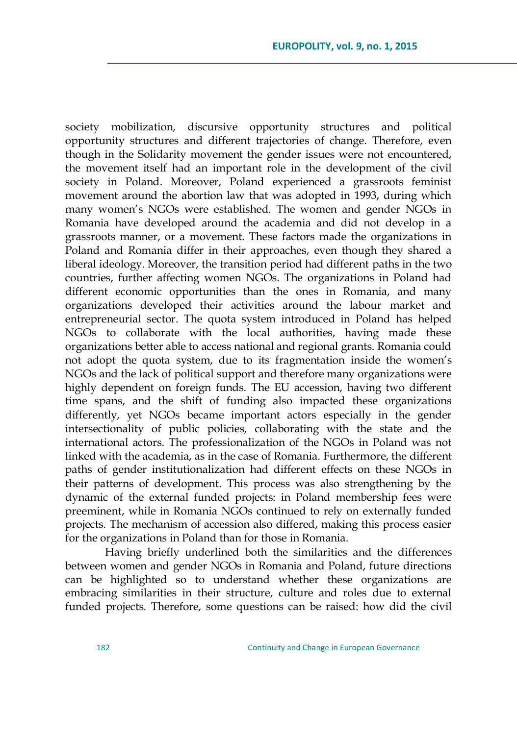society mobilization, discursive opportunity structures and political opportunity structures and different trajectories of change. Therefore, even though in the Solidarity movement the gender issues were not encountered, the movement itself had an important role in the development of the civil society in Poland. Moreover, Poland experienced a grassroots feminist movement around the abortion law that was adopted in 1993, during which many women's NGOs were established. The women and gender NGOs in Romania have developed around the academia and did not develop in a grassroots manner, or a movement. These factors made the organizations in Poland and Romania differ in their approaches, even though they shared a liberal ideology. Moreover, the transition period had different paths in the two countries, further affecting women NGOs. The organizations in Poland had different economic opportunities than the ones in Romania, and many organizations developed their activities around the labour market and entrepreneurial sector. The quota system introduced in Poland has helped NGOs to collaborate with the local authorities, having made these organizations better able to access national and regional grants. Romania could not adopt the quota system, due to its fragmentation inside the women's NGOs and the lack of political support and therefore many organizations were highly dependent on foreign funds. The EU accession, having two different time spans, and the shift of funding also impacted these organizations differently, yet NGOs became important actors especially in the gender intersectionality of public policies, collaborating with the state and the international actors. The professionalization of the NGOs in Poland was not linked with the academia, as in the case of Romania. Furthermore, the different paths of gender institutionalization had different effects on these NGOs in their patterns of development. This process was also strengthening by the dynamic of the external funded projects: in Poland membership fees were preeminent, while in Romania NGOs continued to rely on externally funded projects. The mechanism of accession also differed, making this process easier for the organizations in Poland than for those in Romania.

Having briefly underlined both the similarities and the differences between women and gender NGOs in Romania and Poland, future directions can be highlighted so to understand whether these organizations are embracing similarities in their structure, culture and roles due to external funded projects. Therefore, some questions can be raised: how did the civil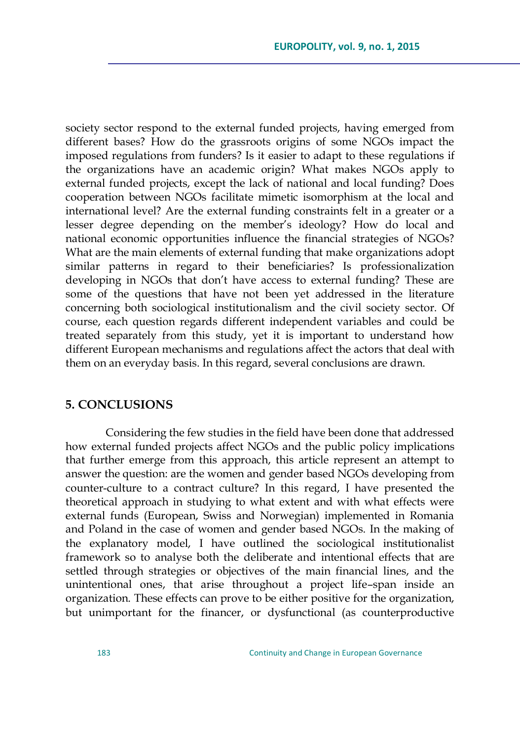society sector respond to the external funded projects, having emerged from different bases? How do the grassroots origins of some NGOs impact the imposed regulations from funders? Is it easier to adapt to these regulations if the organizations have an academic origin? What makes NGOs apply to external funded projects, except the lack of national and local funding? Does cooperation between NGOs facilitate mimetic isomorphism at the local and international level? Are the external funding constraints felt in a greater or a lesser degree depending on the member's ideology? How do local and national economic opportunities influence the financial strategies of NGOs? What are the main elements of external funding that make organizations adopt similar patterns in regard to their beneficiaries? Is professionalization developing in NGOs that don't have access to external funding? These are some of the questions that have not been yet addressed in the literature concerning both sociological institutionalism and the civil society sector. Of course, each question regards different independent variables and could be treated separately from this study, yet it is important to understand how different European mechanisms and regulations affect the actors that deal with them on an everyday basis. In this regard, several conclusions are drawn.

## 5. CONCLUSIONS

Considering the few studies in the field have been done that addressed how external funded projects affect NGOs and the public policy implications that further emerge from this approach, this article represent an attempt to answer the question: are the women and gender based NGOs developing from counter-culture to a contract culture? In this regard, I have presented the theoretical approach in studying to what extent and with what effects were external funds (European, Swiss and Norwegian) implemented in Romania and Poland in the case of women and gender based NGOs. In the making of the explanatory model, I have outlined the sociological institutionalist framework so to analyse both the deliberate and intentional effects that are settled through strategies or objectives of the main financial lines, and the unintentional ones, that arise throughout a project life–span inside an organization. These effects can prove to be either positive for the organization, but unimportant for the financer, or dysfunctional (as counterproductive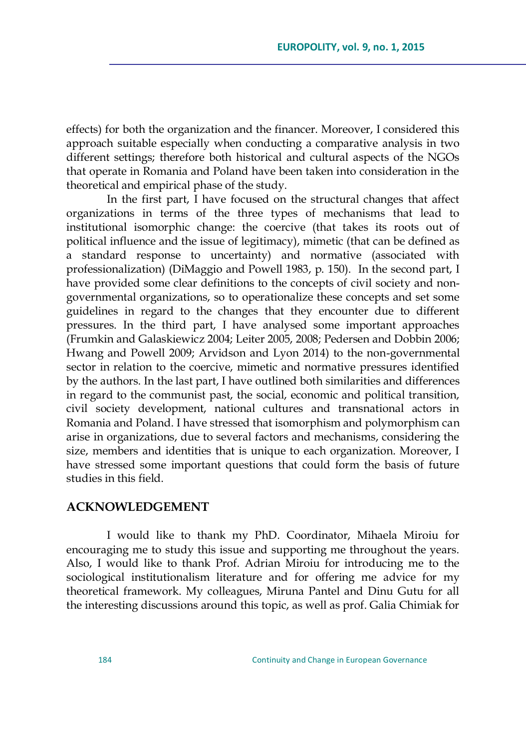effects) for both the organization and the financer. Moreover, I considered this approach suitable especially when conducting a comparative analysis in two different settings; therefore both historical and cultural aspects of the NGOs that operate in Romania and Poland have been taken into consideration in the theoretical and empirical phase of the study.

In the first part, I have focused on the structural changes that affect organizations in terms of the three types of mechanisms that lead to institutional isomorphic change: the coercive (that takes its roots out of political influence and the issue of legitimacy), mimetic (that can be defined as a standard response to uncertainty) and normative (associated with professionalization) (DiMaggio and Powell 1983, p. 150). In the second part, I have provided some clear definitions to the concepts of civil society and non-governmental organizations, so to operationalize these concepts and set some guidelines in regard to the changes that they encounter due to different pressures. In the third part, I have analysed some important approaches (Frumkin and Galaskiewicz 2004; Leiter 2005, 2008; Pedersen and Dobbin 2006; Hwang and Powell 2009; Arvidson and Lyon 2014) to the non-governmental sector in relation to the coercive, mimetic and normative pressures identified by the authors. In the last part, I have outlined both similarities and differences in regard to the communist past, the social, economic and political transition, civil society development, national cultures and transnational actors in Romania and Poland. I have stressed that isomorphism and polymorphism can arise in organizations, due to several factors and mechanisms, considering the size, members and identities that is unique to each organization. Moreover, I have stressed some important questions that could form the basis of future studies in this field.

## ACKNOWLEDGEMENT

I would like to thank my PhD. Coordinator, Mihaela Miroiu for encouraging me to study this issue and supporting me throughout the years. Also, I would like to thank Prof. Adrian Miroiu for introducing me to the sociological institutionalism literature and for offering me advice for my theoretical framework. My colleagues, Miruna Pantel and Dinu Gutu for all the interesting discussions around this topic, as well as prof. Galia Chimiak for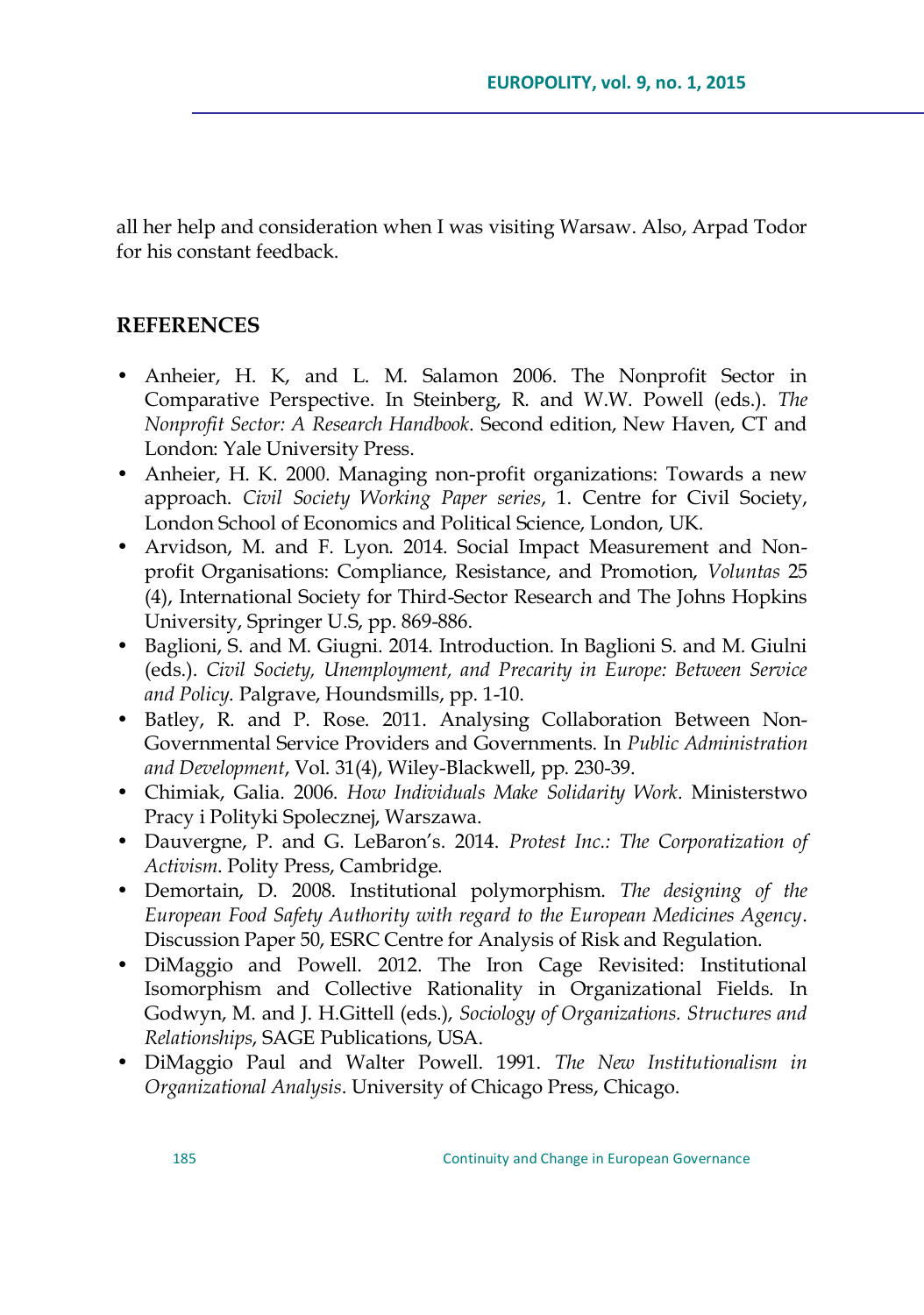all her help and consideration when I was visiting Warsaw. Also, Arpad Todor for his constant feedback.

## REFERENCES

- Anheier, H. K, and L. M. Salamon 2006. The Nonprofit Sector in Comparative Perspective. In Steinberg, R. and W.W. Powell (eds.). *The Nonprofit Sector: A Research Handbook*. Second edition, New Haven, CT and London: Yale University Press.
- Anheier, H. K. 2000. Managing non-profit organizations: Towards a new approach. *Civil Society Working Paper series*, 1. Centre for Civil Society, London School of Economics and Political Science, London, UK.
- Arvidson, M. and F. Lyon. 2014. Social Impact Measurement and Non-profit Organisations: Compliance, Resistance, and Promotion, *Voluntas* 25 (4), International Society for Third-Sector Research and The Johns Hopkins University, Springer U.S, pp. 869-886.
- Baglioni, S. and M. Giugni. 2014. Introduction. In Baglioni S. and M. Giulni (eds.). *Civil Society, Unemployment, and Precarity in Europe: Between Service and Policy*. Palgrave, Houndsmills, pp. 1-10.
- Batley, R. and P. Rose. 2011. Analysing Collaboration Between Non-Governmental Service Providers and Governments. In *Public Administration and Development*, Vol. 31(4), Wiley-Blackwell, pp. 230-39.
- Chimiak, Galia. 2006. *How Individuals Make Solidarity Work*. Ministerstwo Pracy i Polityki Spolecznej, Warszawa.
- Dauvergne, P. and G. LeBaron's. 2014. *Protest Inc.: The Corporatization of Activism*. Polity Press, Cambridge.
- Demortain, D. 2008. Institutional polymorphism. *The designing of the European Food Safety Authority with regard to the European Medicines Agency*. Discussion Paper 50, ESRC Centre for Analysis of Risk and Regulation.
- DiMaggio and Powell. 2012. The Iron Cage Revisited: Institutional Isomorphism and Collective Rationality in Organizational Fields. In Godwyn, M. and J. H.Gittell (eds.), *Sociology of Organizations. Structures and Relationships*, SAGE Publications, USA.
- DiMaggio Paul and Walter Powell. 1991. *The New Institutionalism in Organizational Analysis*. University of Chicago Press, Chicago.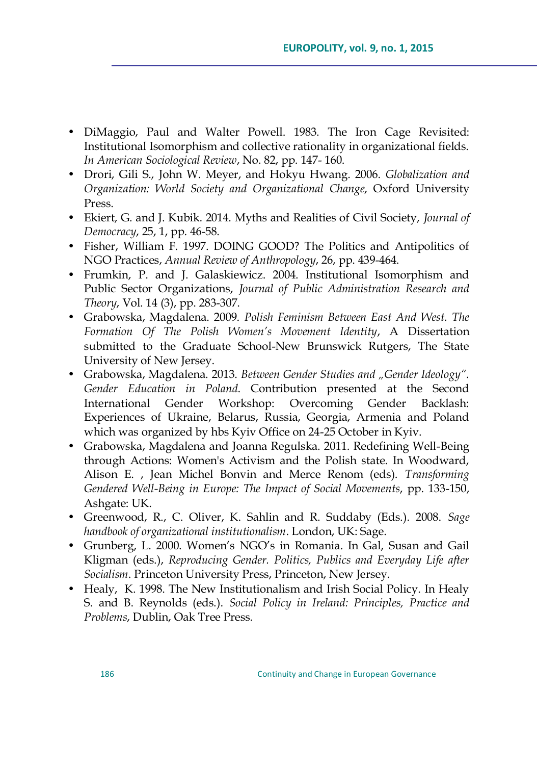- DiMaggio, Paul and Walter Powell. 1983. The Iron Cage Revisited: Institutional Isomorphism and collective rationality in organizational fields. *In American Sociological Review*, No. 82, pp. 147- 160.
- Drori, Gili S., John W. Meyer, and Hokyu Hwang. 2006. *Globalization and Organization: World Society and Organizational Change*, Oxford University Press.
- Ekiert, G. and J. Kubik. 2014. Myths and Realities of Civil Society, *Journal of Democracy*, 25, 1, pp. 46-58.
- Fisher, William F. 1997. DOING GOOD? The Politics and Antipolitics of NGO Practices, *Annual Review of Anthropology*, 26, pp. 439-464.
- Frumkin, P. and J. Galaskiewicz. 2004. Institutional Isomorphism and Public Sector Organizations, *Journal of Public Administration Research and Theory*, Vol. 14 (3), pp. 283-307.
- Grabowska, Magdalena. 2009. *Polish Feminism Between East And West. The Formation Of The Polish Women's Movement Identity*, A Dissertation submitted to the Graduate School-New Brunswick Rutgers, The State University of New Jersey.
- Grabowska, Magdalena. 2013. *Between Gender Studies and „Gender Ideology". Gender Education in Poland*. Contribution presented at the Second International Gender Workshop: Overcoming Gender Backlash: Experiences of Ukraine, Belarus, Russia, Georgia, Armenia and Poland which was organized by hbs Kyiv Office on 24-25 October in Kyiv.
- Grabowska, Magdalena and Joanna Regulska. 2011. Redefining Well-Being through Actions: Women's Activism and the Polish state. In Woodward, Alison E. , Jean Michel Bonvin and Merce Renom (eds). *Transforming Gendered Well-Being in Europe: The Impact of Social Movements*, pp. 133-150, Ashgate: UK.
- Greenwood, R., C. Oliver, K. Sahlin and R. Suddaby (Eds.). 2008. *Sage handbook of organizational institutionalism*. London, UK: Sage.
- Grunberg, L. 2000. Women's NGO's in Romania. In Gal, Susan and Gail Kligman (eds.), *Reproducing Gender. Politics, Publics and Everyday Life after Socialism*. Princeton University Press, Princeton, New Jersey.
- Healy, K. 1998. The New Institutionalism and Irish Social Policy. In Healy S. and B. Reynolds (eds.). *Social Policy in Ireland: Principles, Practice and Problems*, Dublin, Oak Tree Press.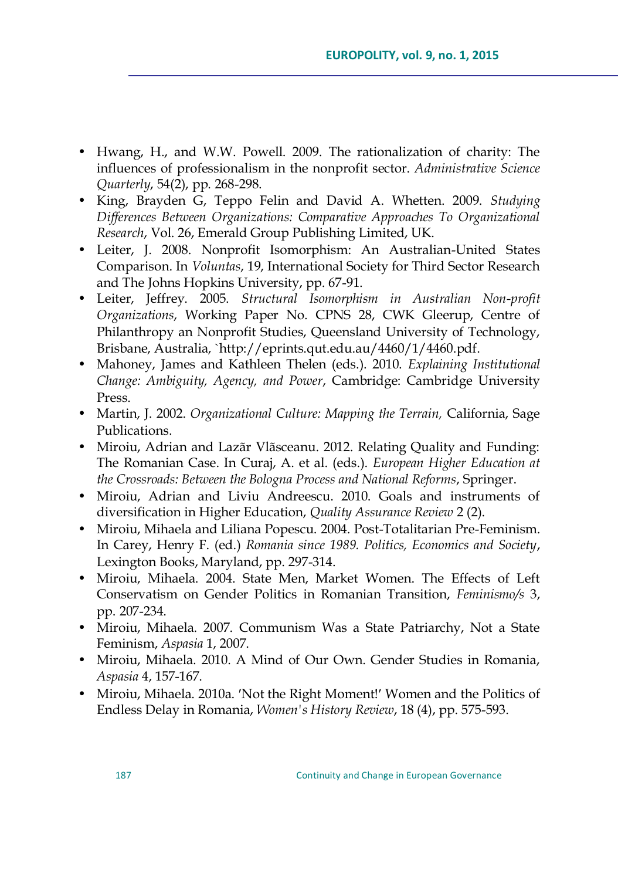- Hwang, H., and W.W. Powell. 2009. The rationalization of charity: The influences of professionalism in the nonprofit sector. *Administrative Science Quarterly*, 54(2), pp. 268-298.
- King, Brayden G, Teppo Felin and David A. Whetten. 2009. *Studying Differences Between Organizations: Comparative Approaches To Organizational Research*, Vol. 26, Emerald Group Publishing Limited, UK.
- Leiter, J. 2008. Nonprofit Isomorphism: An Australian-United States Comparison. In *Voluntas*, 19, International Society for Third Sector Research and The Johns Hopkins University, pp. 67-91.
- Leiter, Jeffrey. 2005. *Structural Isomorphism in Australian Non-profit Organizations*, Working Paper No. CPNS 28, CWK Gleerup, Centre of Philanthropy an Nonprofit Studies, Queensland University of Technology, Brisbane, Australia, `http://eprints.qut.edu.au/4460/1/4460.pdf.
- Mahoney, James and Kathleen Thelen (eds.). 2010. *Explaining Institutional Change: Ambiguity, Agency, and Power*, Cambridge: Cambridge University Press.
- Martin, J. 2002. *Organizational Culture: Mapping the Terrain,* California, Sage Publications.
- Miroiu, Adrian and Lazãr Vlãsceanu. 2012. Relating Quality and Funding: The Romanian Case. In Curaj, A. et al. (eds.). *European Higher Education at the Crossroads: Between the Bologna Process and National Reforms*, Springer.
- Miroiu, Adrian and Liviu Andreescu. 2010. Goals and instruments of diversification in Higher Education, *Quality Assurance Review* 2 (2).
- Miroiu, Mihaela and Liliana Popescu. 2004. Post-Totalitarian Pre-Feminism. In Carey, Henry F. (ed.) *Romania since 1989. Politics, Economics and Society*, Lexington Books, Maryland, pp. 297-314.
- Miroiu, Mihaela. 2004. State Men, Market Women. The Effects of Left Conservatism on Gender Politics in Romanian Transition, *Feminismo/s* 3, pp. 207-234.
- Miroiu, Mihaela. 2007. Communism Was a State Patriarchy, Not a State Feminism, *Aspasia* 1, 2007.
- Miroiu, Mihaela. 2010. A Mind of Our Own. Gender Studies in Romania, *Aspasia* 4, 157-167.
- Miroiu, Mihaela. 2010a. 'Not the Right Moment!' Women and the Politics of Endless Delay in Romania, *Women's History Review*, 18 (4), pp. 575-593.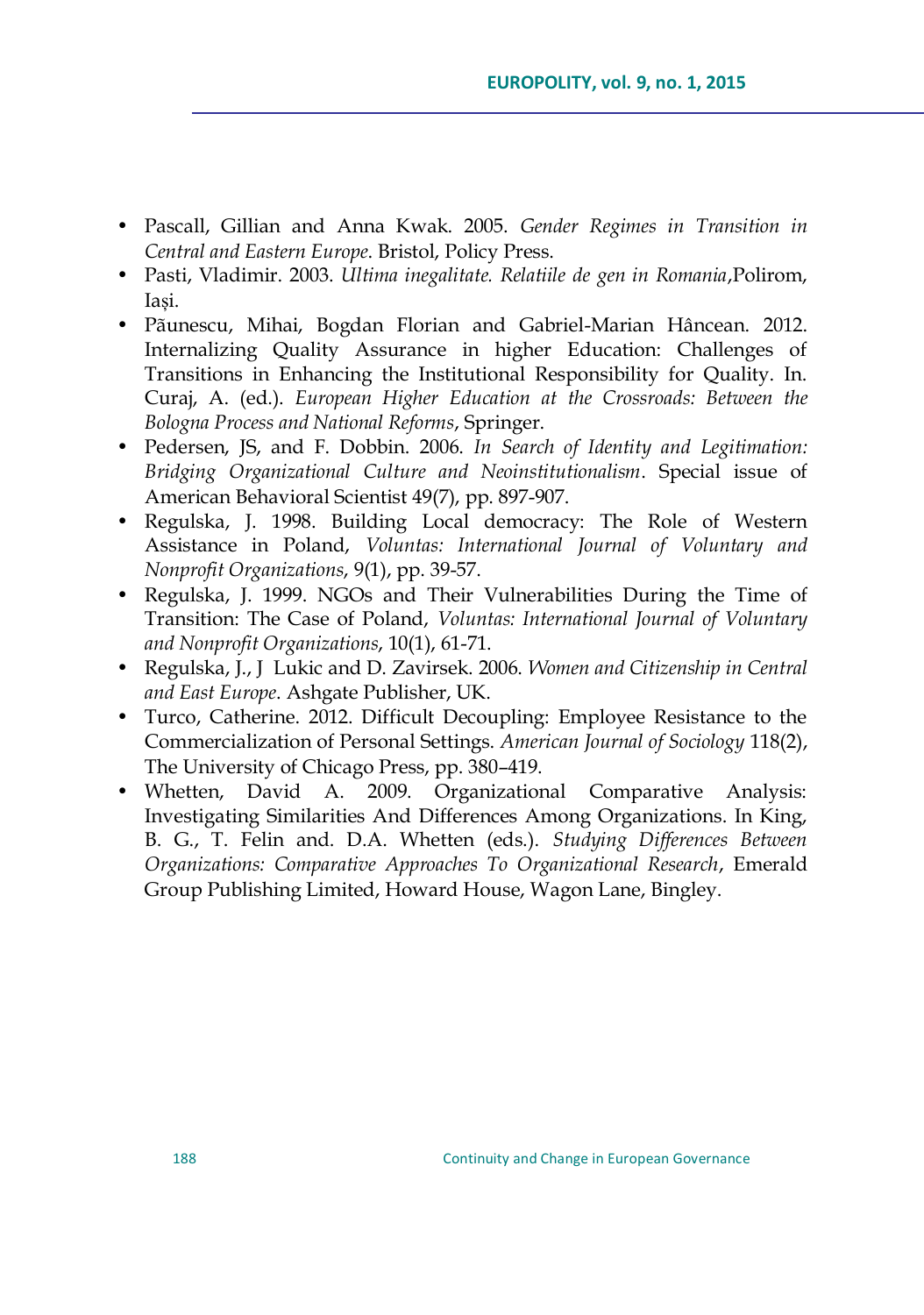- Pascall, Gillian and Anna Kwak. 2005. *Gender Regimes in Transition in Central and Eastern Europe*. Bristol, Policy Press.
- Pasti, Vladimir. 2003. *Ultima inegalitate. Relatiile de gen in Romania*,Polirom, Iași.
- Pãunescu, Mihai, Bogdan Florian and Gabriel-Marian Hâncean. 2012. Internalizing Quality Assurance in higher Education: Challenges of Transitions in Enhancing the Institutional Responsibility for Quality. In. Curaj, A. (ed.). *European Higher Education at the Crossroads: Between the Bologna Process and National Reforms*, Springer.
- Pedersen, JS, and F. Dobbin. 2006. *In Search of Identity and Legitimation: Bridging Organizational Culture and Neoinstitutionalism*. Special issue of American Behavioral Scientist 49(7), pp. 897-907.
- Regulska, J. 1998. Building Local democracy: The Role of Western Assistance in Poland, *Voluntas: International Journal of Voluntary and Nonprofit Organizations*, 9(1), pp. 39-57.
- Regulska, J. 1999. NGOs and Their Vulnerabilities During the Time of Transition: The Case of Poland, *Voluntas: International Journal of Voluntary and Nonprofit Organizations*, 10(1), 61-71.
- Regulska, J., J Lukic and D. Zavirsek. 2006. *Women and Citizenship in Central and East Europe*. Ashgate Publisher, UK.
- Turco, Catherine. 2012. Difficult Decoupling: Employee Resistance to the Commercialization of Personal Settings. *American Journal of Sociology* 118(2), The University of Chicago Press, pp. 380–419.
- Whetten, David A. 2009. Organizational Comparative Analysis: Investigating Similarities And Differences Among Organizations. In King, B. G., T. Felin and. D.A. Whetten (eds.). *Studying Differences Between Organizations: Comparative Approaches To Organizational Research*, Emerald Group Publishing Limited, Howard House, Wagon Lane, Bingley.